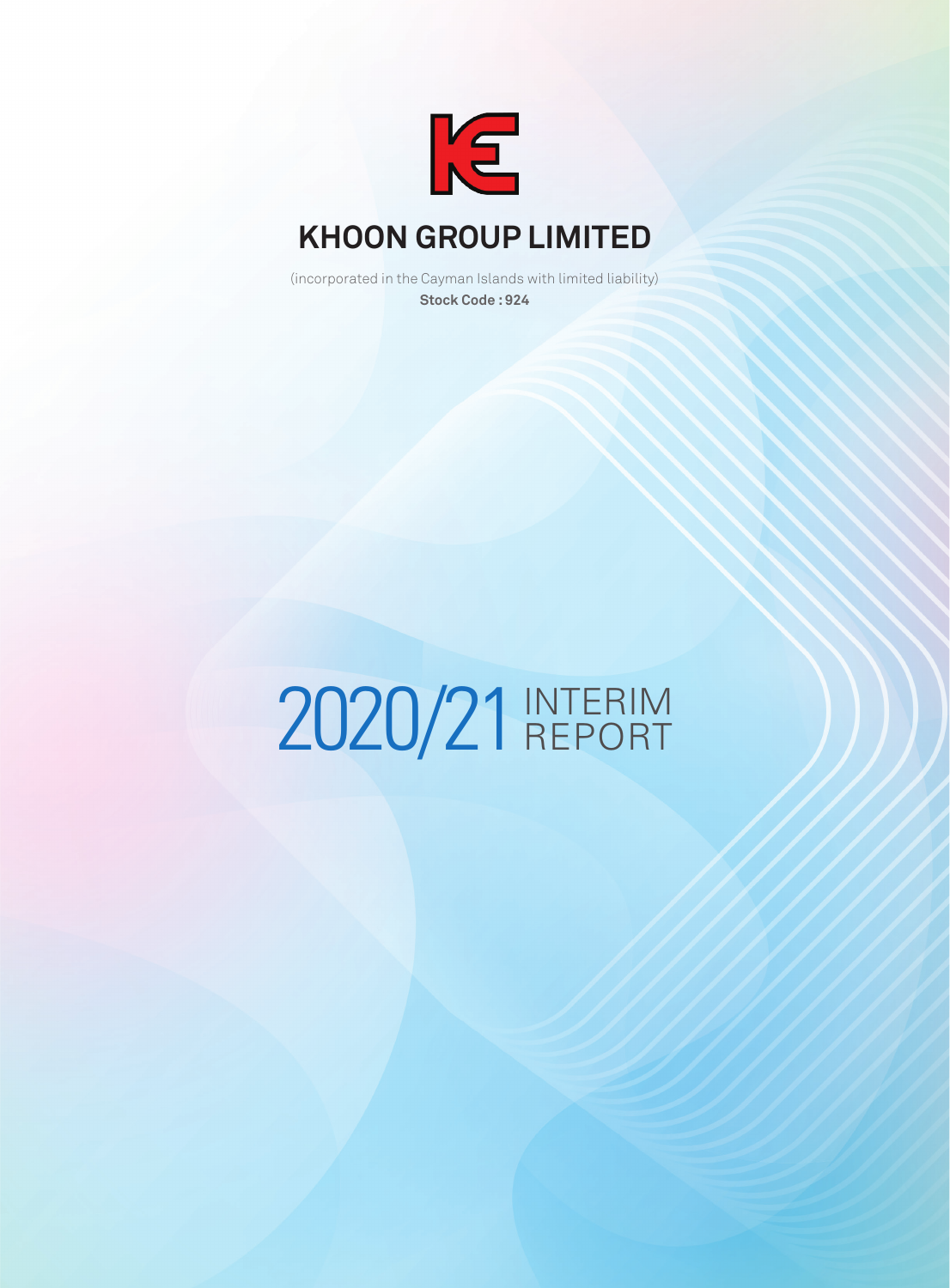# KHOON GROUP LIMITED

(incorporated in the Cayman Islands with limited liability)

**Stock Code : 924**

# 2020/21 INTERIM REPORT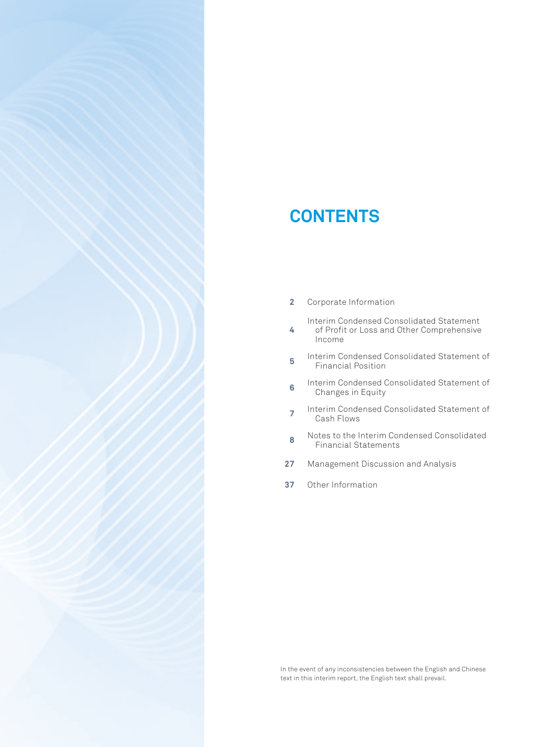# CONTENTS

| | |
|---|---|
| 2 | Corporate Information |
| 4 | Interim Condensed Consolidated Statement of Profit or Loss and Other Comprehensive Income |
| 5 | Interim Condensed Consolidated Statement of Financial Position |
| 6 | Interim Condensed Consolidated Statement of Changes in Equity |
| 7 | Interim Condensed Consolidated Statement of Cash Flows |
| 8 | Notes to the Interim Condensed Consolidated Financial Statements |
| 27 | Management Discussion and Analysis |
| 37 | Other Information |

In the event of any inconsistencies between the English and Chinese text in this interim report, the English text shall prevail.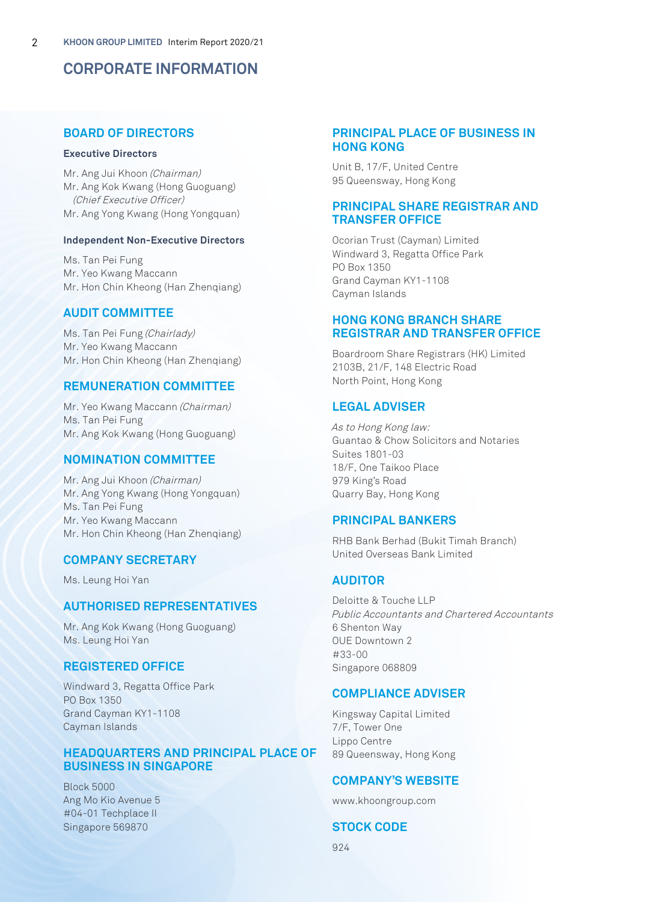# CORPORATE INFORMATION

## BOARD OF DIRECTORS

**Executive Directors**

Mr. Ang Jui Khoon *(Chairman)*
Mr. Ang Kok Kwang (Hong Guoguang) *(Chief Executive Officer)*
Mr. Ang Yong Kwang (Hong Yongquan)

**Independent Non-Executive Directors**

Ms. Tan Pei Fung
Mr. Yeo Kwang Maccann
Mr. Hon Chin Kheong (Han Zhenqiang)

## AUDIT COMMITTEE

Ms. Tan Pei Fung *(Chairlady)*
Mr. Yeo Kwang Maccann
Mr. Hon Chin Kheong (Han Zhenqiang)

## REMUNERATION COMMITTEE

Mr. Yeo Kwang Maccann *(Chairman)*
Ms. Tan Pei Fung
Mr. Ang Kok Kwang (Hong Guoguang)

## NOMINATION COMMITTEE

Mr. Ang Jui Khoon *(Chairman)*
Mr. Ang Yong Kwang (Hong Yongquan)
Ms. Tan Pei Fung
Mr. Yeo Kwang Maccann
Mr. Hon Chin Kheong (Han Zhenqiang)

## COMPANY SECRETARY

Ms. Leung Hoi Yan

## AUTHORISED REPRESENTATIVES

Mr. Ang Kok Kwang (Hong Guoguang)
Ms. Leung Hoi Yan

## REGISTERED OFFICE

Windward 3, Regatta Office Park
PO Box 1350
Grand Cayman KY1-1108
Cayman Islands

## HEADQUARTERS AND PRINCIPAL PLACE OF BUSINESS IN SINGAPORE

Block 5000
Ang Mo Kio Avenue 5
#04-01 Techplace II
Singapore 569870

## PRINCIPAL PLACE OF BUSINESS IN HONG KONG

Unit B, 17/F, United Centre
95 Queensway, Hong Kong

## PRINCIPAL SHARE REGISTRAR AND TRANSFER OFFICE

Ocorian Trust (Cayman) Limited
Windward 3, Regatta Office Park
PO Box 1350
Grand Cayman KY1-1108
Cayman Islands

## HONG KONG BRANCH SHARE REGISTRAR AND TRANSFER OFFICE

Boardroom Share Registrars (HK) Limited
2103B, 21/F, 148 Electric Road
North Point, Hong Kong

## LEGAL ADVISER

*As to Hong Kong law:*
Guantao & Chow Solicitors and Notaries
Suites 1801-03
18/F, One Taikoo Place
979 King's Road
Quarry Bay, Hong Kong

## PRINCIPAL BANKERS

RHB Bank Berhad (Bukit Timah Branch)
United Overseas Bank Limited

## AUDITOR

Deloitte & Touche LLP
*Public Accountants and Chartered Accountants*
6 Shenton Way
OUE Downtown 2
#33-00
Singapore 068809

## COMPLIANCE ADVISER

Kingsway Capital Limited
7/F, Tower One
Lippo Centre
89 Queensway, Hong Kong

## COMPANY'S WEBSITE

www.khoongroup.com

## STOCK CODE

924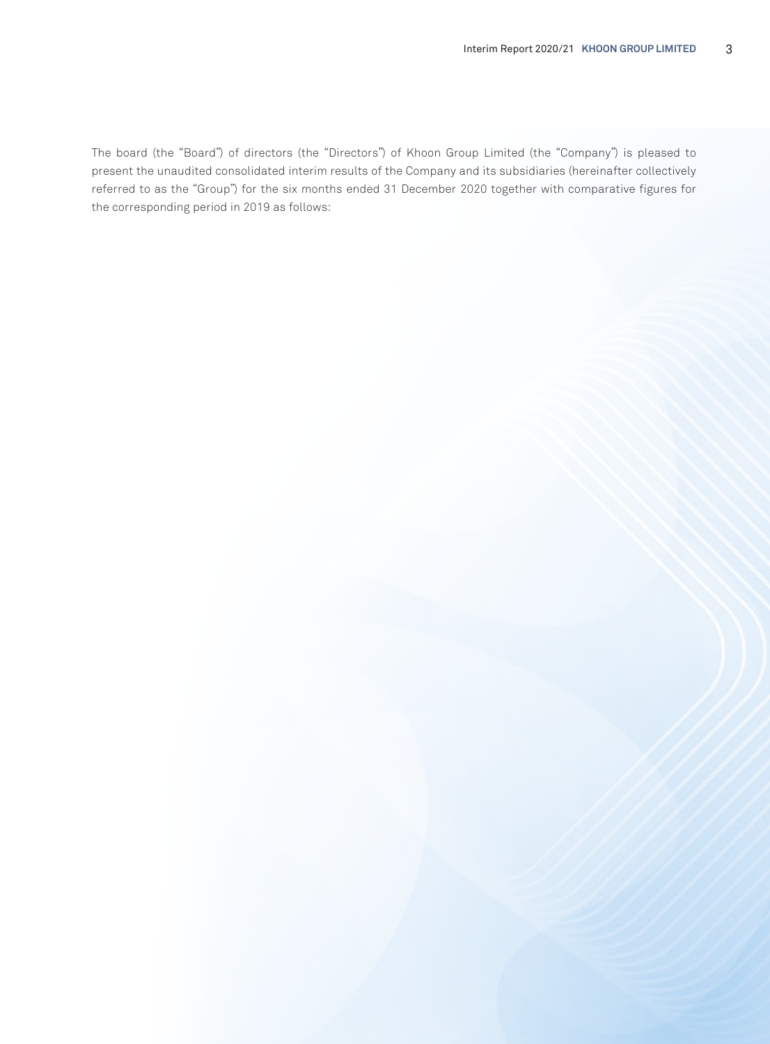The board (the "Board") of directors (the "Directors") of Khoon Group Limited (the "Company") is pleased to present the unaudited consolidated interim results of the Company and its subsidiaries (hereinafter collectively referred to as the "Group") for the six months ended 31 December 2020 together with comparative figures for the corresponding period in 2019 as follows: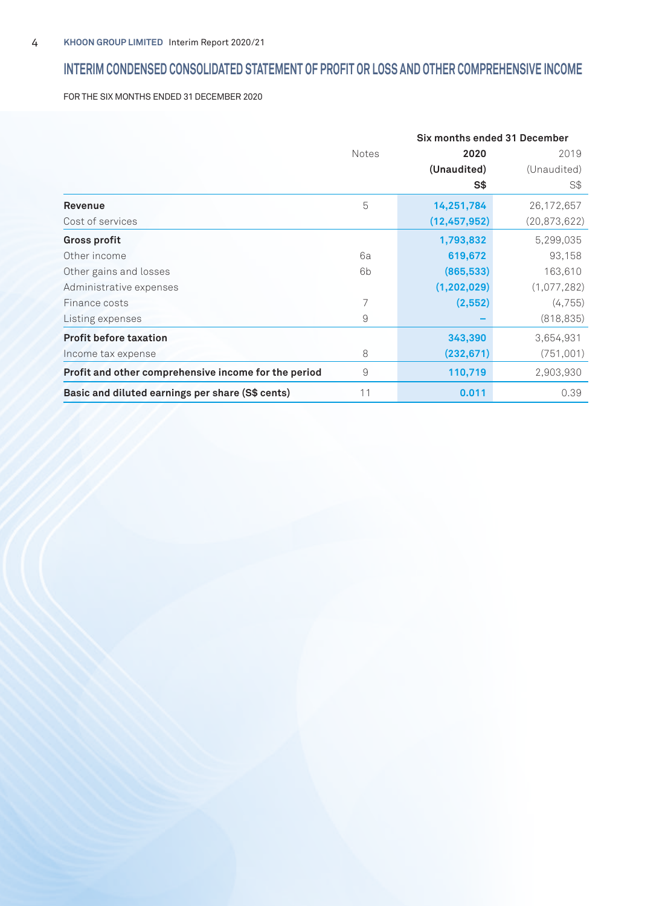# INTERIM CONDENSED CONSOLIDATED STATEMENT OF PROFIT OR LOSS AND OTHER COMPREHENSIVE INCOME

FOR THE SIX MONTHS ENDED 31 DECEMBER 2020

| | | Six months ended 31 December | |
|---|---|---|---|
| | Notes | **2020** | 2019 |
| | | **(Unaudited)** | (Unaudited) |
| | | **S$** | S$ |
| **Revenue** | 5 | **14,251,784** | 26,172,657 |
| Cost of services | | **(12,457,952)** | (20,873,622) |
| **Gross profit** | | **1,793,832** | 5,299,035 |
| Other income | 6a | **619,672** | 93,158 |
| Other gains and losses | 6b | **(865,533)** | 163,610 |
| Administrative expenses | | **(1,202,029)** | (1,077,282) |
| Finance costs | 7 | **(2,552)** | (4,755) |
| Listing expenses | 9 | **–** | (818,835) |
| **Profit before taxation** | | **343,390** | 3,654,931 |
| Income tax expense | 8 | **(232,671)** | (751,001) |
| **Profit and other comprehensive income for the period** | 9 | **110,719** | 2,903,930 |
| **Basic and diluted earnings per share (S$ cents)** | 11 | **0.011** | 0.39 |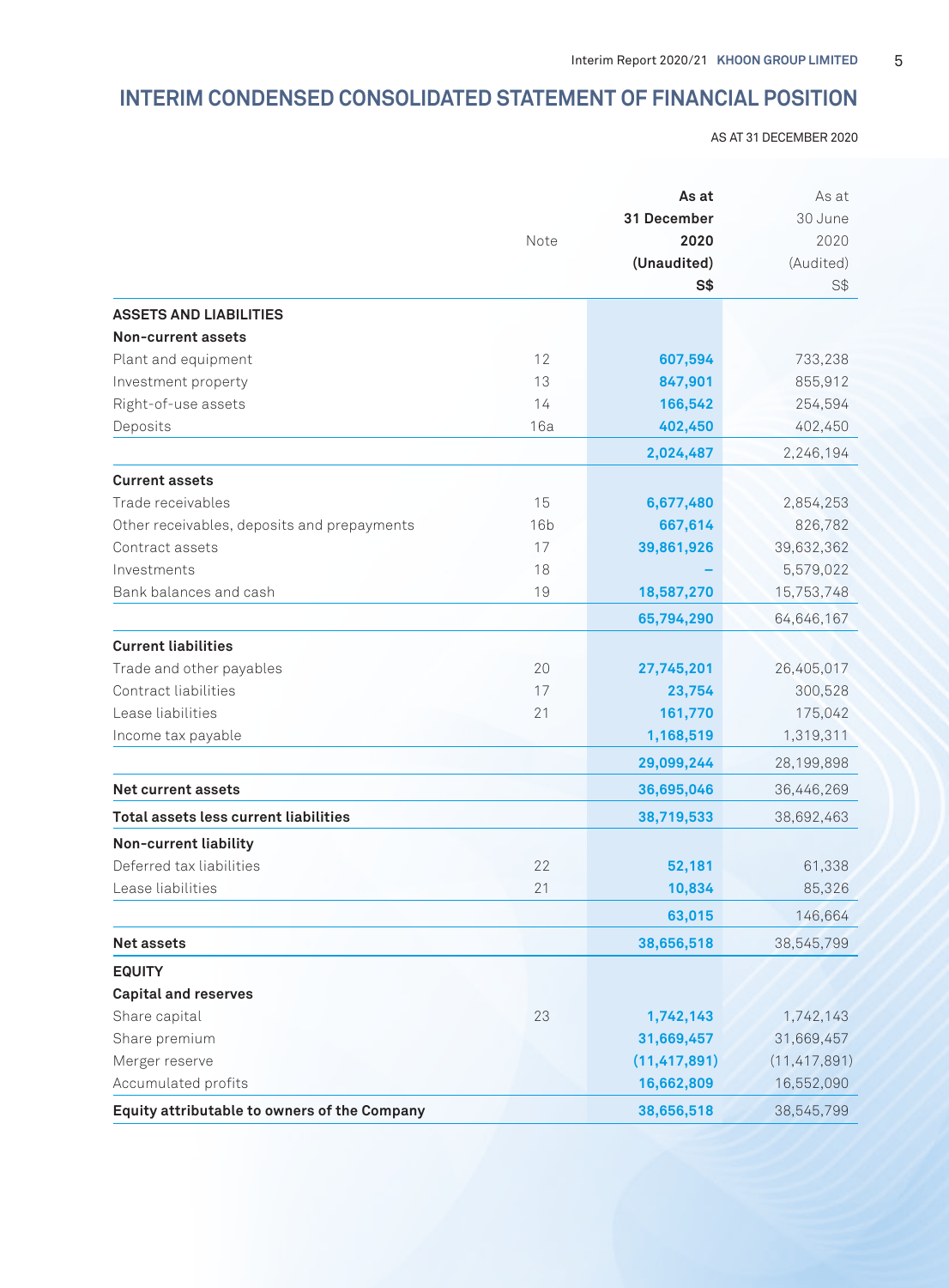# INTERIM CONDENSED CONSOLIDATED STATEMENT OF FINANCIAL POSITION

AS AT 31 DECEMBER 2020

| | Note | As at 31 December 2020 (Unaudited) S$ | As at 30 June 2020 (Audited) S$ |
|---|---|---|---|
| **ASSETS AND LIABILITIES** | | | |
| **Non-current assets** | | | |
| Plant and equipment | 12 | **607,594** | 733,238 |
| Investment property | 13 | **847,901** | 855,912 |
| Right-of-use assets | 14 | **166,542** | 254,594 |
| Deposits | 16a | **402,450** | 402,450 |
| | | **2,024,487** | 2,246,194 |
| **Current assets** | | | |
| Trade receivables | 15 | **6,677,480** | 2,854,253 |
| Other receivables, deposits and prepayments | 16b | **667,614** | 826,782 |
| Contract assets | 17 | **39,861,926** | 39,632,362 |
| Investments | 18 | **–** | 5,579,022 |
| Bank balances and cash | 19 | **18,587,270** | 15,753,748 |
| | | **65,794,290** | 64,646,167 |
| **Current liabilities** | | | |
| Trade and other payables | 20 | **27,745,201** | 26,405,017 |
| Contract liabilities | 17 | **23,754** | 300,528 |
| Lease liabilities | 21 | **161,770** | 175,042 |
| Income tax payable | | **1,168,519** | 1,319,311 |
| | | **29,099,244** | 28,199,898 |
| **Net current assets** | | **36,695,046** | 36,446,269 |
| **Total assets less current liabilities** | | **38,719,533** | 38,692,463 |
| **Non-current liability** | | | |
| Deferred tax liabilities | 22 | **52,181** | 61,338 |
| Lease liabilities | 21 | **10,834** | 85,326 |
| | | **63,015** | 146,664 |
| **Net assets** | | **38,656,518** | 38,545,799 |
| **EQUITY** | | | |
| **Capital and reserves** | | | |
| Share capital | 23 | **1,742,143** | 1,742,143 |
| Share premium | | **31,669,457** | 31,669,457 |
| Merger reserve | | **(11,417,891)** | (11,417,891) |
| Accumulated profits | | **16,662,809** | 16,552,090 |
| **Equity attributable to owners of the Company** | | **38,656,518** | 38,545,799 |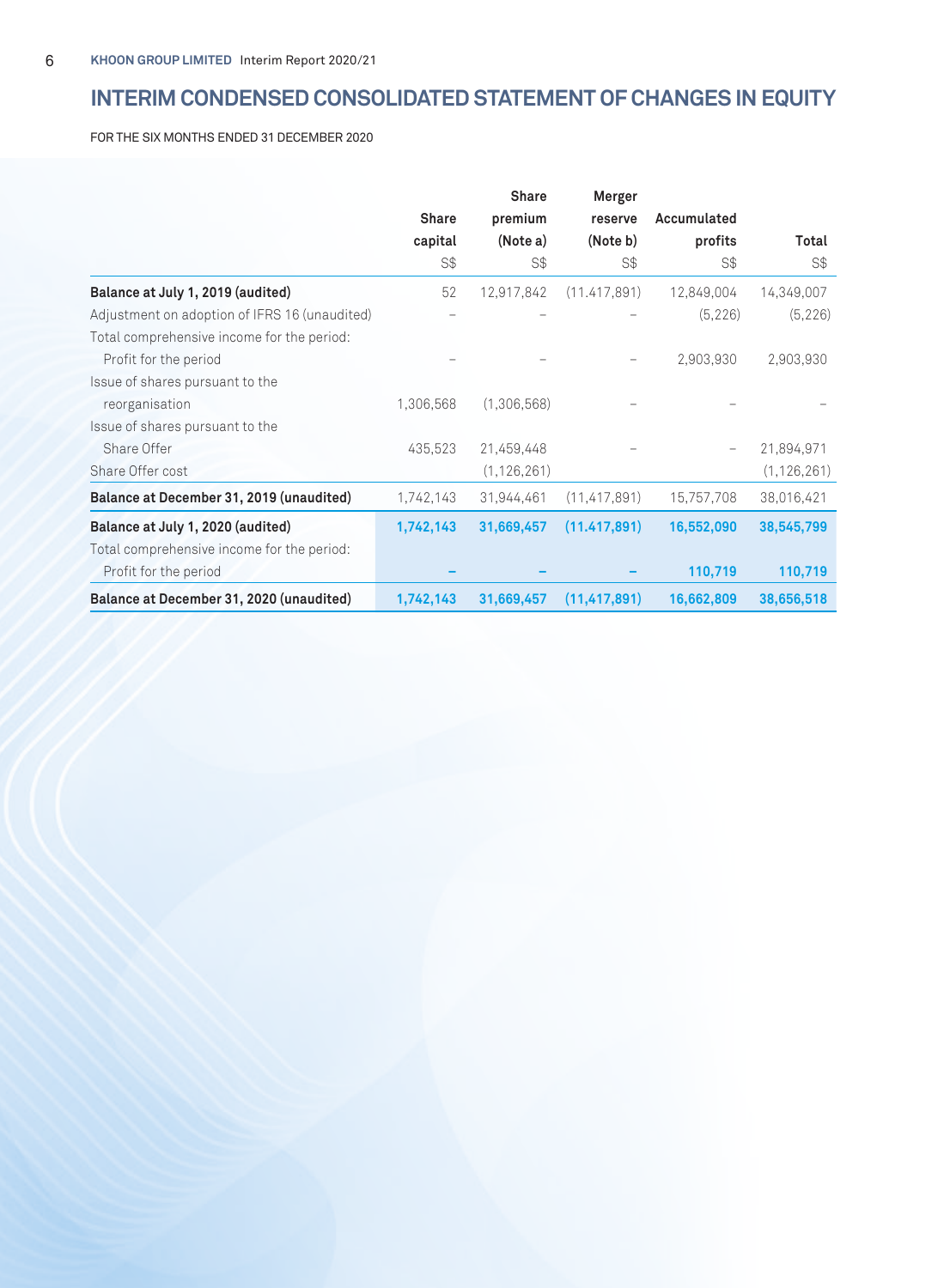# INTERIM CONDENSED CONSOLIDATED STATEMENT OF CHANGES IN EQUITY

FOR THE SIX MONTHS ENDED 31 DECEMBER 2020

| | Share capital | Share premium (Note a) | Merger reserve (Note b) | Accumulated profits | Total |
|---|---|---|---|---|---|
| | S$ | S$ | S$ | S$ | S$ |
| **Balance at July 1, 2019 (audited)** | 52 | 12,917,842 | (11.417,891) | 12,849,004 | 14,349,007 |
| Adjustment on adoption of IFRS 16 (unaudited) | – | – | – | (5,226) | (5,226) |
| Total comprehensive income for the period: | | | | | |
| Profit for the period | – | – | – | 2,903,930 | 2,903,930 |
| Issue of shares pursuant to the reorganisation | 1,306,568 | (1,306,568) | – | – | – |
| Issue of shares pursuant to the Share Offer | 435,523 | 21,459,448 | – | – | 21,894,971 |
| Share Offer cost | | (1,126,261) | | | (1,126,261) |
| **Balance at December 31, 2019 (unaudited)** | 1,742,143 | 31,944,461 | (11,417,891) | 15,757,708 | 38,016,421 |
| **Balance at July 1, 2020 (audited)** | **1,742,143** | **31,669,457** | **(11.417,891)** | **16,552,090** | **38,545,799** |
| Total comprehensive income for the period: | | | | | |
| Profit for the period | – | – | – | **110,719** | **110,719** |
| **Balance at December 31, 2020 (unaudited)** | **1,742,143** | **31,669,457** | **(11,417,891)** | **16,662,809** | **38,656,518** |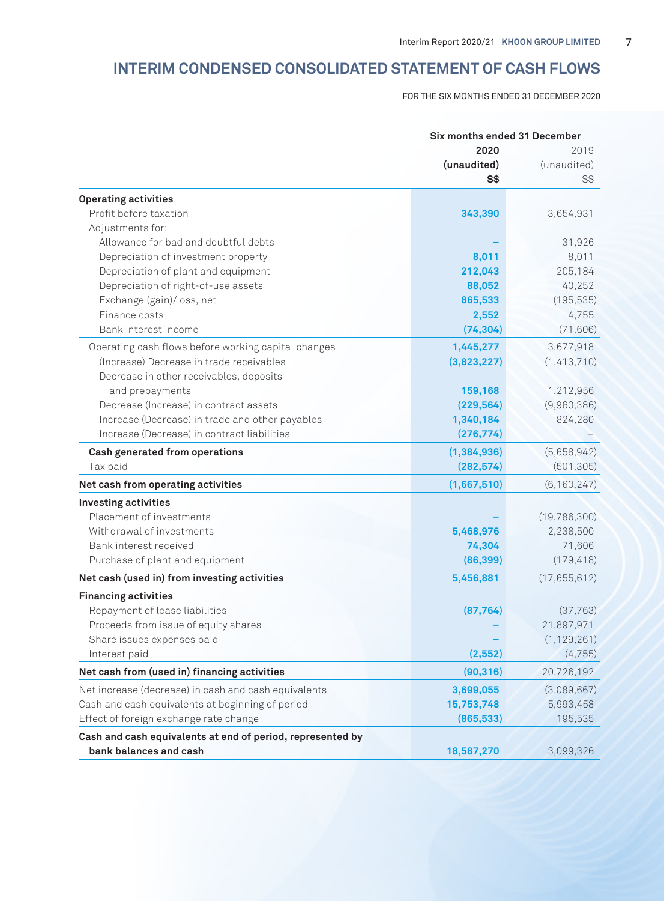# INTERIM CONDENSED CONSOLIDATED STATEMENT OF CASH FLOWS

FOR THE SIX MONTHS ENDED 31 DECEMBER 2020

| | Six months ended 31 December | |
|---|---|---|
| | **2020** | 2019 |
| | **(unaudited)** | (unaudited) |
| | **S$** | S$ |
| **Operating activities** | | |
| Profit before taxation | **343,390** | 3,654,931 |
| Adjustments for: | | |
| Allowance for bad and doubtful debts | **–** | 31,926 |
| Depreciation of investment property | **8,011** | 8,011 |
| Depreciation of plant and equipment | **212,043** | 205,184 |
| Depreciation of right-of-use assets | **88,052** | 40,252 |
| Exchange (gain)/loss, net | **865,533** | (195,535) |
| Finance costs | **2,552** | 4,755 |
| Bank interest income | **(74,304)** | (71,606) |
| Operating cash flows before working capital changes | **1,445,277** | 3,677,918 |
| (Increase) Decrease in trade receivables | **(3,823,227)** | (1,413,710) |
| Decrease in other receivables, deposits and prepayments | **159,168** | 1,212,956 |
| Decrease (Increase) in contract assets | **(229,564)** | (9,960,386) |
| Increase (Decrease) in trade and other payables | **1,340,184** | 824,280 |
| Increase (Decrease) in contract liabilities | **(276,774)** | – |
| **Cash generated from operations** | **(1,384,936)** | (5,658,942) |
| Tax paid | **(282,574)** | (501,305) |
| **Net cash from operating activities** | **(1,667,510)** | (6,160,247) |
| **Investing activities** | | |
| Placement of investments | **–** | (19,786,300) |
| Withdrawal of investments | **5,468,976** | 2,238,500 |
| Bank interest received | **74,304** | 71,606 |
| Purchase of plant and equipment | **(86,399)** | (179,418) |
| **Net cash (used in) from investing activities** | **5,456,881** | (17,655,612) |
| **Financing activities** | | |
| Repayment of lease liabilities | **(87,764)** | (37,763) |
| Proceeds from issue of equity shares | **–** | 21,897,971 |
| Share issues expenses paid | **–** | (1,129,261) |
| Interest paid | **(2,552)** | (4,755) |
| **Net cash from (used in) financing activities** | **(90,316)** | 20,726,192 |
| Net increase (decrease) in cash and cash equivalents | **3,699,055** | (3,089,667) |
| Cash and cash equivalents at beginning of period | **15,753,748** | 5,993,458 |
| Effect of foreign exchange rate change | **(865,533)** | 195,535 |
| **Cash and cash equivalents at end of period, represented by bank balances and cash** | **18,587,270** | 3,099,326 |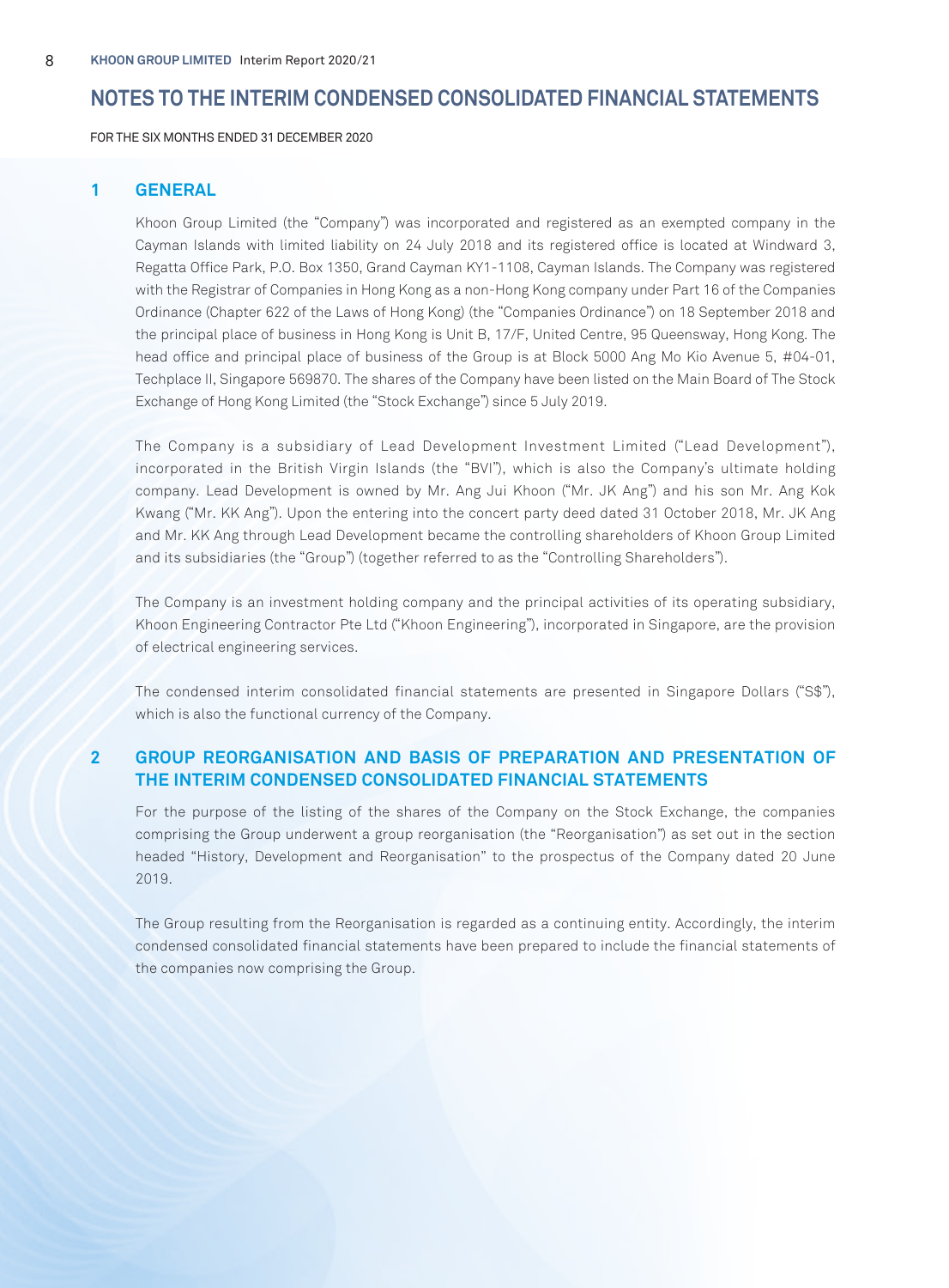# NOTES TO THE INTERIM CONDENSED CONSOLIDATED FINANCIAL STATEMENTS

FOR THE SIX MONTHS ENDED 31 DECEMBER 2020

## 1 GENERAL

Khoon Group Limited (the "Company") was incorporated and registered as an exempted company in the Cayman Islands with limited liability on 24 July 2018 and its registered office is located at Windward 3, Regatta Office Park, P.O. Box 1350, Grand Cayman KY1-1108, Cayman Islands. The Company was registered with the Registrar of Companies in Hong Kong as a non-Hong Kong company under Part 16 of the Companies Ordinance (Chapter 622 of the Laws of Hong Kong) (the "Companies Ordinance") on 18 September 2018 and the principal place of business in Hong Kong is Unit B, 17/F, United Centre, 95 Queensway, Hong Kong. The head office and principal place of business of the Group is at Block 5000 Ang Mo Kio Avenue 5, #04-01, Techplace II, Singapore 569870. The shares of the Company have been listed on the Main Board of The Stock Exchange of Hong Kong Limited (the "Stock Exchange") since 5 July 2019.

The Company is a subsidiary of Lead Development Investment Limited ("Lead Development"), incorporated in the British Virgin Islands (the "BVI"), which is also the Company's ultimate holding company. Lead Development is owned by Mr. Ang Jui Khoon ("Mr. JK Ang") and his son Mr. Ang Kok Kwang ("Mr. KK Ang"). Upon the entering into the concert party deed dated 31 October 2018, Mr. JK Ang and Mr. KK Ang through Lead Development became the controlling shareholders of Khoon Group Limited and its subsidiaries (the "Group") (together referred to as the "Controlling Shareholders").

The Company is an investment holding company and the principal activities of its operating subsidiary, Khoon Engineering Contractor Pte Ltd ("Khoon Engineering"), incorporated in Singapore, are the provision of electrical engineering services.

The condensed interim consolidated financial statements are presented in Singapore Dollars ("S$"), which is also the functional currency of the Company.

## 2 GROUP REORGANISATION AND BASIS OF PREPARATION AND PRESENTATION OF THE INTERIM CONDENSED CONSOLIDATED FINANCIAL STATEMENTS

For the purpose of the listing of the shares of the Company on the Stock Exchange, the companies comprising the Group underwent a group reorganisation (the "Reorganisation") as set out in the section headed "History, Development and Reorganisation" to the prospectus of the Company dated 20 June 2019.

The Group resulting from the Reorganisation is regarded as a continuing entity. Accordingly, the interim condensed consolidated financial statements have been prepared to include the financial statements of the companies now comprising the Group.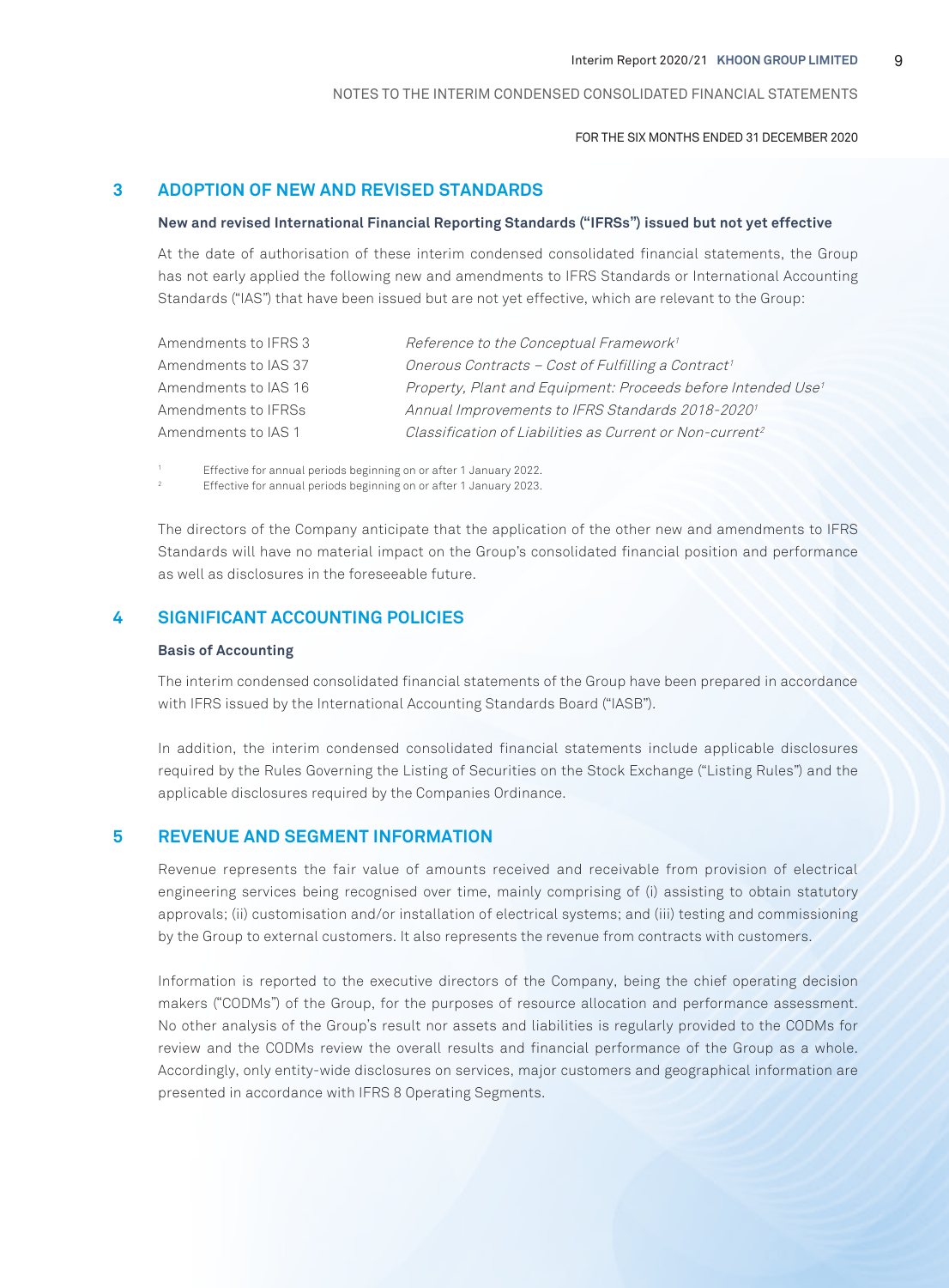## 3 ADOPTION OF NEW AND REVISED STANDARDS

**New and revised International Financial Reporting Standards ("IFRSs") issued but not yet effective**

At the date of authorisation of these interim condensed consolidated financial statements, the Group has not early applied the following new and amendments to IFRS Standards or International Accounting Standards ("IAS") that have been issued but are not yet effective, which are relevant to the Group:

| | |
|---|---|
| Amendments to IFRS 3 | *Reference to the Conceptual Framework*[1] |
| Amendments to IAS 37 | *Onerous Contracts – Cost of Fulfilling a Contract*[1] |
| Amendments to IAS 16 | *Property, Plant and Equipment: Proceeds before Intended Use*[1] |
| Amendments to IFRSs | *Annual Improvements to IFRS Standards 2018-2020*[1] |
| Amendments to IAS 1 | *Classification of Liabilities as Current or Non-current*[2] |

[1] Effective for annual periods beginning on or after 1 January 2022.

[2] Effective for annual periods beginning on or after 1 January 2023.

The directors of the Company anticipate that the application of the other new and amendments to IFRS Standards will have no material impact on the Group's consolidated financial position and performance as well as disclosures in the foreseeable future.

## 4 SIGNIFICANT ACCOUNTING POLICIES

**Basis of Accounting**

The interim condensed consolidated financial statements of the Group have been prepared in accordance with IFRS issued by the International Accounting Standards Board ("IASB").

In addition, the interim condensed consolidated financial statements include applicable disclosures required by the Rules Governing the Listing of Securities on the Stock Exchange ("Listing Rules") and the applicable disclosures required by the Companies Ordinance.

## 5 REVENUE AND SEGMENT INFORMATION

Revenue represents the fair value of amounts received and receivable from provision of electrical engineering services being recognised over time, mainly comprising of (i) assisting to obtain statutory approvals; (ii) customisation and/or installation of electrical systems; and (iii) testing and commissioning by the Group to external customers. It also represents the revenue from contracts with customers.

Information is reported to the executive directors of the Company, being the chief operating decision makers ("CODMs") of the Group, for the purposes of resource allocation and performance assessment. No other analysis of the Group's result nor assets and liabilities is regularly provided to the CODMs for review and the CODMs review the overall results and financial performance of the Group as a whole. Accordingly, only entity-wide disclosures on services, major customers and geographical information are presented in accordance with IFRS 8 Operating Segments.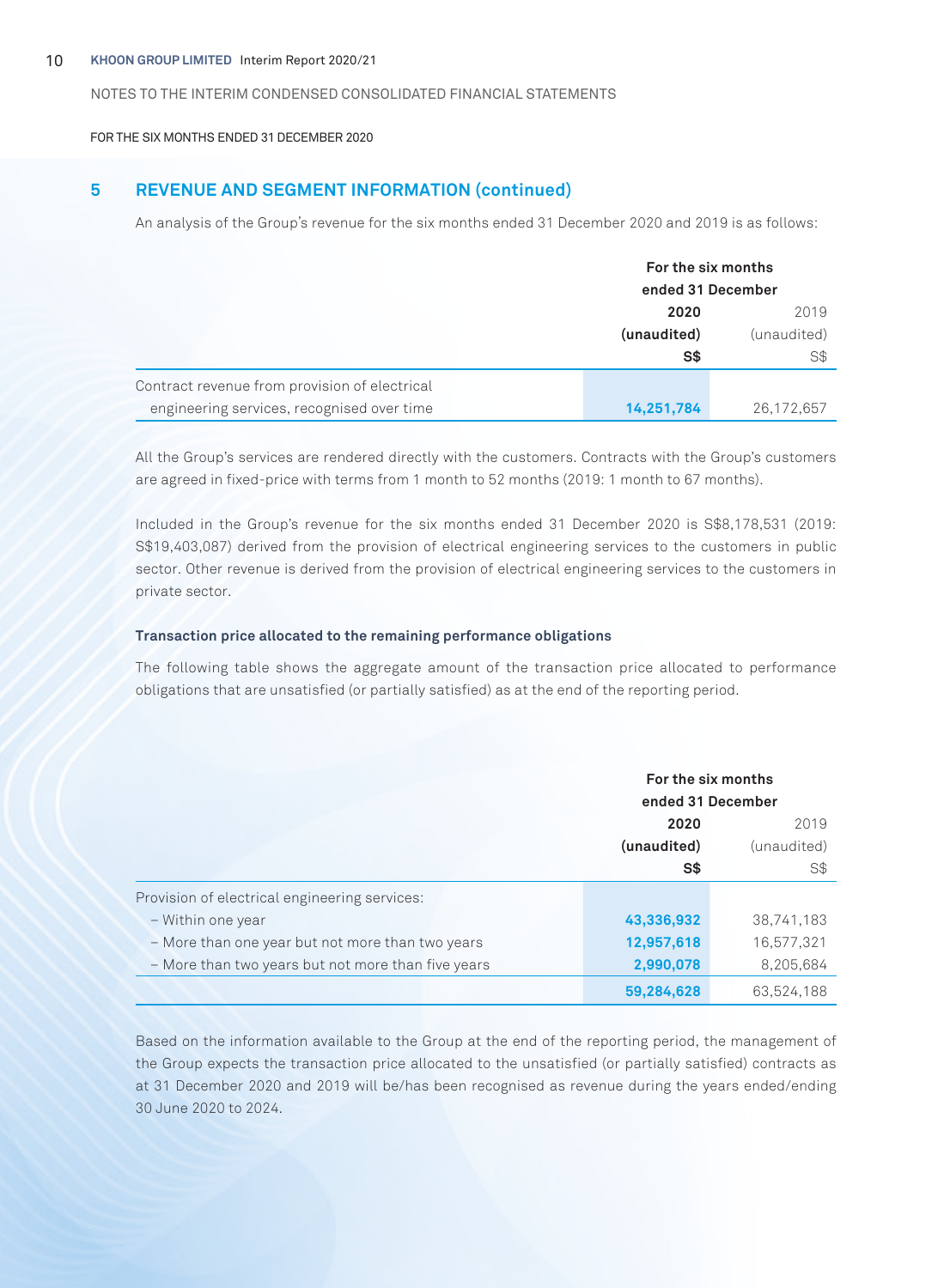NOTES TO THE INTERIM CONDENSED CONSOLIDATED FINANCIAL STATEMENTS

FOR THE SIX MONTHS ENDED 31 DECEMBER 2020

## 5 REVENUE AND SEGMENT INFORMATION (continued)

An analysis of the Group's revenue for the six months ended 31 December 2020 and 2019 is as follows:

| | For the six months ended 31 December | |
|---|---|---|
| | **2020** | 2019 |
| | **(unaudited)** | (unaudited) |
| | **S$** | S$ |
| Contract revenue from provision of electrical engineering services, recognised over time | **14,251,784** | 26,172,657 |

All the Group's services are rendered directly with the customers. Contracts with the Group's customers are agreed in fixed-price with terms from 1 month to 52 months (2019: 1 month to 67 months).

Included in the Group's revenue for the six months ended 31 December 2020 is S$8,178,531 (2019: S$19,403,087) derived from the provision of electrical engineering services to the customers in public sector. Other revenue is derived from the provision of electrical engineering services to the customers in private sector.

**Transaction price allocated to the remaining performance obligations**

The following table shows the aggregate amount of the transaction price allocated to performance obligations that are unsatisfied (or partially satisfied) as at the end of the reporting period.

| | For the six months ended 31 December | |
|---|---|---|
| | **2020** | 2019 |
| | **(unaudited)** | (unaudited) |
| | **S$** | S$ |
| Provision of electrical engineering services: | | |
| – Within one year | **43,336,932** | 38,741,183 |
| – More than one year but not more than two years | **12,957,618** | 16,577,321 |
| – More than two years but not more than five years | **2,990,078** | 8,205,684 |
| | **59,284,628** | 63,524,188 |

Based on the information available to the Group at the end of the reporting period, the management of the Group expects the transaction price allocated to the unsatisfied (or partially satisfied) contracts as at 31 December 2020 and 2019 will be/has been recognised as revenue during the years ended/ending 30 June 2020 to 2024.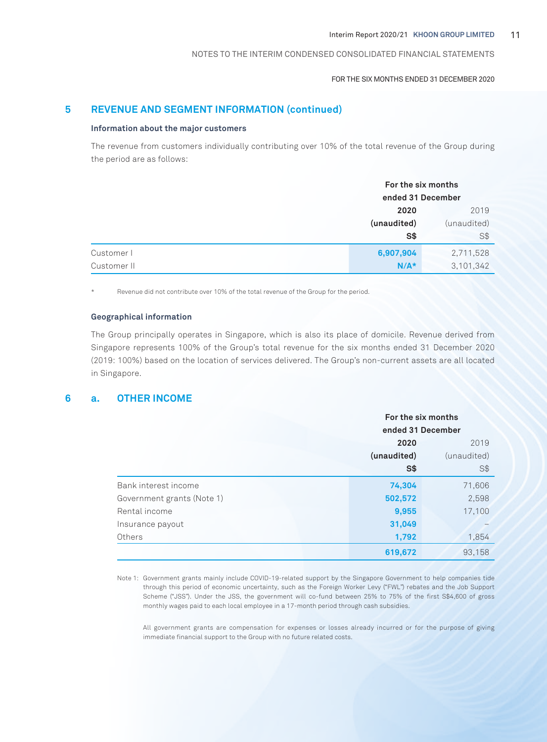## 5 REVENUE AND SEGMENT INFORMATION (continued)

### Information about the major customers

The revenue from customers individually contributing over 10% of the total revenue of the Group during the period are as follows:

| | For the six months ended 31 December | |
|---|---|---|
| | **2020** | 2019 |
| | **(unaudited)** | (unaudited) |
| | **S$** | S$ |
| Customer I | **6,907,904** | 2,711,528 |
| Customer II | **N/A*** | 3,101,342 |

\* Revenue did not contribute over 10% of the total revenue of the Group for the period.

### Geographical information

The Group principally operates in Singapore, which is also its place of domicile. Revenue derived from Singapore represents 100% of the Group's total revenue for the six months ended 31 December 2020 (2019: 100%) based on the location of services delivered. The Group's non-current assets are all located in Singapore.

## 6 a. OTHER INCOME

| | For the six months ended 31 December | |
|---|---|---|
| | **2020** | 2019 |
| | **(unaudited)** | (unaudited) |
| | **S$** | S$ |
| Bank interest income | **74,304** | 71,606 |
| Government grants (Note 1) | **502,572** | 2,598 |
| Rental income | **9,955** | 17,100 |
| Insurance payout | **31,049** | – |
| Others | **1,792** | 1,854 |
| | **619,672** | 93,158 |

Note 1: Government grants mainly include COVID-19-related support by the Singapore Government to help companies tide through this period of economic uncertainty, such as the Foreign Worker Levy ("FWL") rebates and the Job Support Scheme ("JSS"). Under the JSS, the government will co-fund between 25% to 75% of the first S$4,600 of gross monthly wages paid to each local employee in a 17-month period through cash subsidies.

All government grants are compensation for expenses or losses already incurred or for the purpose of giving immediate financial support to the Group with no future related costs.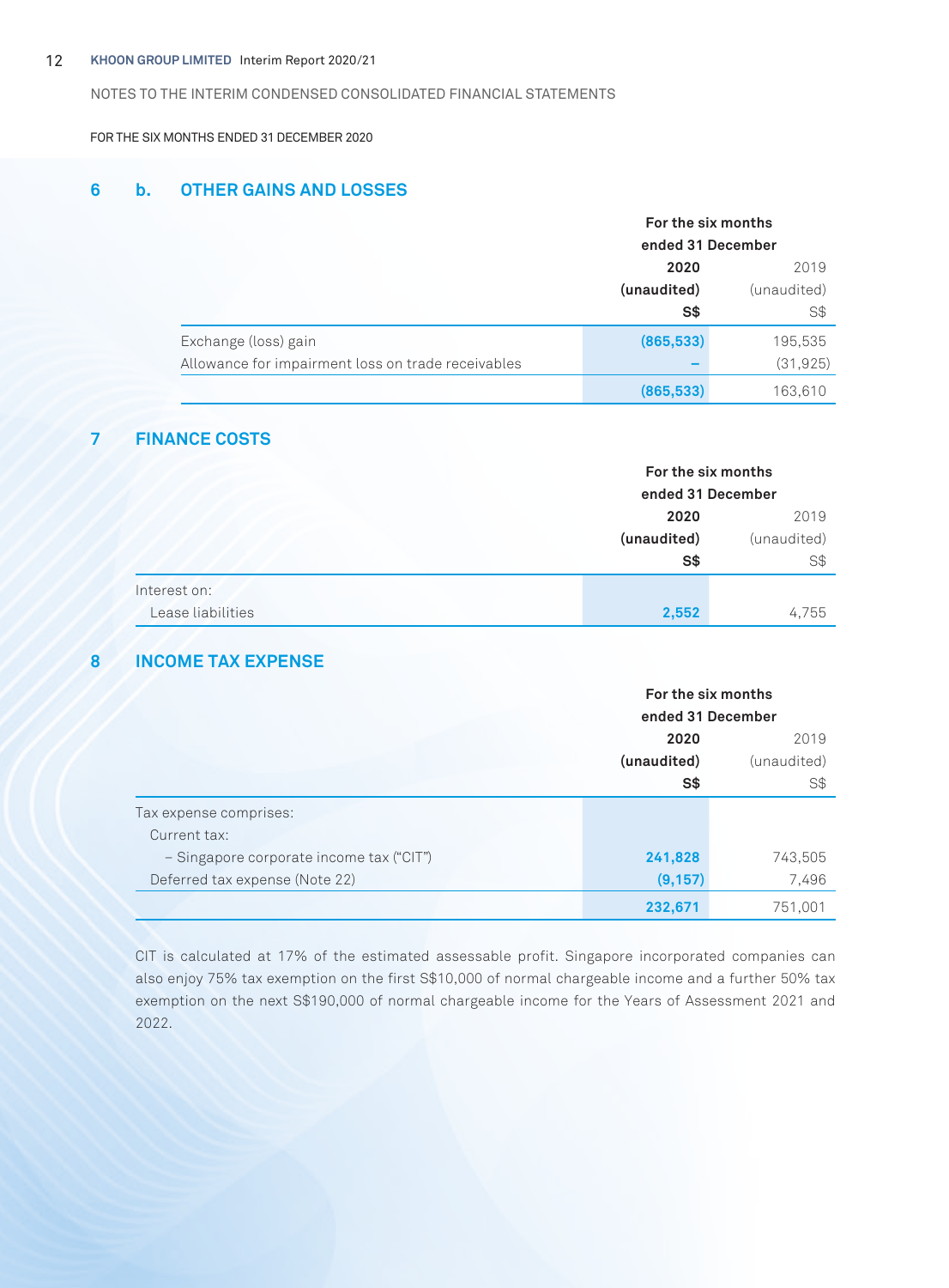NOTES TO THE INTERIM CONDENSED CONSOLIDATED FINANCIAL STATEMENTS

FOR THE SIX MONTHS ENDED 31 DECEMBER 2020

## 6 b. OTHER GAINS AND LOSSES

| | For the six months ended 31 December | |
|---|---|---|
| | **2020** | 2019 |
| | **(unaudited)** | (unaudited) |
| | **S$** | S$ |
| Exchange (loss) gain | **(865,533)** | 195,535 |
| Allowance for impairment loss on trade receivables | **–** | (31,925) |
| | **(865,533)** | 163,610 |

## 7 FINANCE COSTS

| | For the six months ended 31 December | |
|---|---|---|
| | **2020** | 2019 |
| | **(unaudited)** | (unaudited) |
| | **S$** | S$ |
| Interest on: | | |
| Lease liabilities | **2,552** | 4,755 |

## 8 INCOME TAX EXPENSE

| | For the six months ended 31 December | |
|---|---|---|
| | **2020** | 2019 |
| | **(unaudited)** | (unaudited) |
| | **S$** | S$ |
| Tax expense comprises: | | |
| Current tax: | | |
| – Singapore corporate income tax ("CIT") | **241,828** | 743,505 |
| Deferred tax expense (Note 22) | **(9,157)** | 7,496 |
| | **232,671** | 751,001 |

CIT is calculated at 17% of the estimated assessable profit. Singapore incorporated companies can also enjoy 75% tax exemption on the first S$10,000 of normal chargeable income and a further 50% tax exemption on the next S$190,000 of normal chargeable income for the Years of Assessment 2021 and 2022.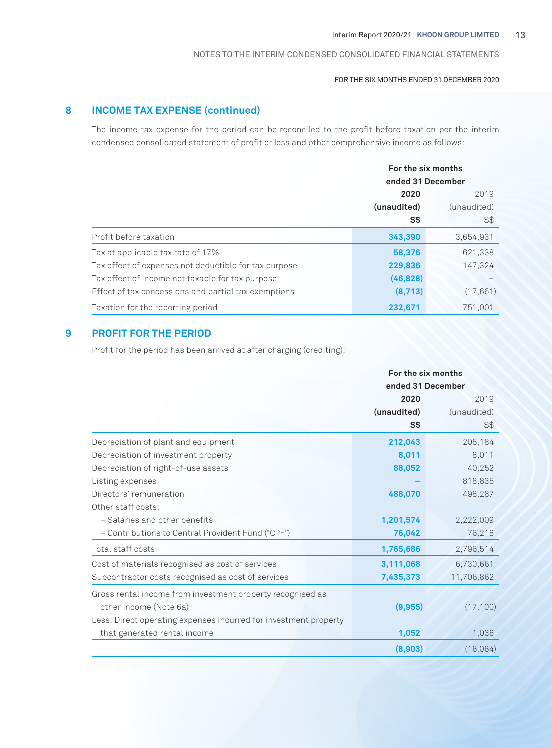## 8 INCOME TAX EXPENSE (continued)

The income tax expense for the period can be reconciled to the profit before taxation per the interim condensed consolidated statement of profit or loss and other comprehensive income as follows:

| | For the six months ended 31 December | |
|---|---|---|
| | **2020** | 2019 |
| | **(unaudited)** | (unaudited) |
| | **S$** | S$ |
| Profit before taxation | **343,390** | 3,654,931 |
| Tax at applicable tax rate of 17% | **58,376** | 621,338 |
| Tax effect of expenses not deductible for tax purpose | **229,836** | 147,324 |
| Tax effect of income not taxable for tax purpose | **(46,828)** | – |
| Effect of tax concessions and partial tax exemptions | **(8,713)** | (17,661) |
| Taxation for the reporting period | **232,671** | 751,001 |

## 9 PROFIT FOR THE PERIOD

Profit for the period has been arrived at after charging (crediting):

| | For the six months ended 31 December | |
|---|---|---|
| | **2020** | 2019 |
| | **(unaudited)** | (unaudited) |
| | **S$** | S$ |
| Depreciation of plant and equipment | **212,043** | 205,184 |
| Depreciation of investment property | **8,011** | 8,011 |
| Depreciation of right-of-use assets | **88,052** | 40,252 |
| Listing expenses | **–** | 818,835 |
| Directors' remuneration | **488,070** | 498,287 |
| Other staff costs: | | |
| – Salaries and other benefits | **1,201,574** | 2,222,009 |
| – Contributions to Central Provident Fund ("CPF") | **76,042** | 76,218 |
| Total staff costs | **1,765,686** | 2,796,514 |
| Cost of materials recognised as cost of services | **3,111,068** | 6,730,661 |
| Subcontractor costs recognised as cost of services | **7,435,373** | 11,706,862 |
| Gross rental income from investment property recognised as other income (Note 6a) | **(9,955)** | (17,100) |
| Less: Direct operating expenses incurred for investment property that generated rental income | **1,052** | 1,036 |
| | **(8,903)** | (16,064) |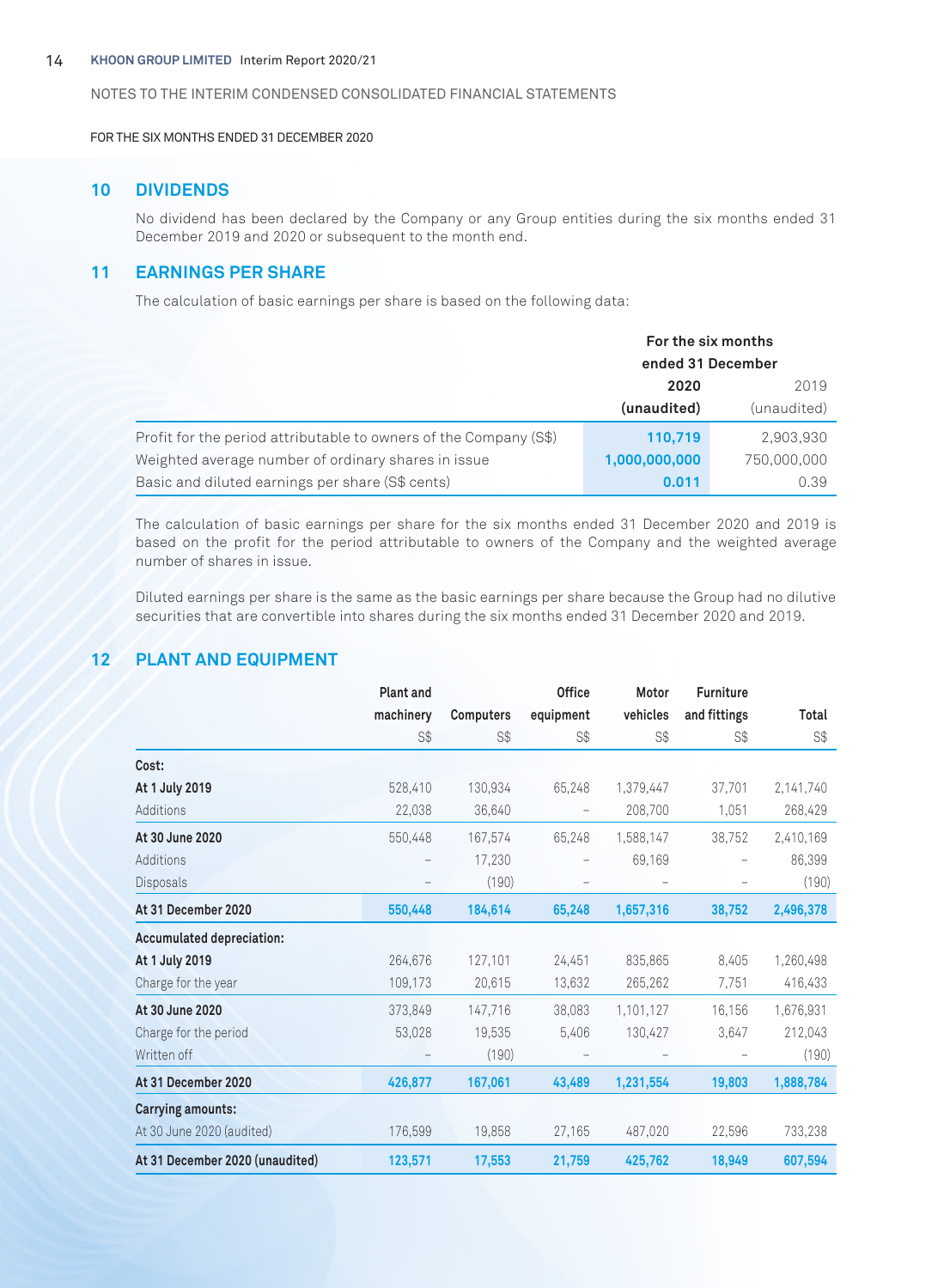NOTES TO THE INTERIM CONDENSED CONSOLIDATED FINANCIAL STATEMENTS

FOR THE SIX MONTHS ENDED 31 DECEMBER 2020

## 10 DIVIDENDS

No dividend has been declared by the Company or any Group entities during the six months ended 31 December 2019 and 2020 or subsequent to the month end.

## 11 EARNINGS PER SHARE

The calculation of basic earnings per share is based on the following data:

| | For the six months ended 31 December | |
|---|---|---|
| | **2020** | 2019 |
| | **(unaudited)** | (unaudited) |
| Profit for the period attributable to owners of the Company (S$) | **110,719** | 2,903,930 |
| Weighted average number of ordinary shares in issue | **1,000,000,000** | 750,000,000 |
| Basic and diluted earnings per share (S$ cents) | **0.011** | 0.39 |

The calculation of basic earnings per share for the six months ended 31 December 2020 and 2019 is based on the profit for the period attributable to owners of the Company and the weighted average number of shares in issue.

Diluted earnings per share is the same as the basic earnings per share because the Group had no dilutive securities that are convertible into shares during the six months ended 31 December 2020 and 2019.

## 12 PLANT AND EQUIPMENT

| | Plant and machinery | Computers | Office equipment | Motor vehicles | Furniture and fittings | Total |
|---|---|---|---|---|---|---|
| | S$ | S$ | S$ | S$ | S$ | S$ |
| **Cost:** | | | | | | |
| **At 1 July 2019** | 528,410 | 130,934 | 65,248 | 1,379,447 | 37,701 | 2,141,740 |
| Additions | 22,038 | 36,640 | – | 208,700 | 1,051 | 268,429 |
| **At 30 June 2020** | 550,448 | 167,574 | 65,248 | 1,588,147 | 38,752 | 2,410,169 |
| Additions | – | 17,230 | – | 69,169 | – | 86,399 |
| Disposals | – | (190) | – | – | – | (190) |
| **At 31 December 2020** | **550,448** | **184,614** | **65,248** | **1,657,316** | **38,752** | **2,496,378** |
| **Accumulated depreciation:** | | | | | | |
| **At 1 July 2019** | 264,676 | 127,101 | 24,451 | 835,865 | 8,405 | 1,260,498 |
| Charge for the year | 109,173 | 20,615 | 13,632 | 265,262 | 7,751 | 416,433 |
| **At 30 June 2020** | 373,849 | 147,716 | 38,083 | 1,101,127 | 16,156 | 1,676,931 |
| Charge for the period | 53,028 | 19,535 | 5,406 | 130,427 | 3,647 | 212,043 |
| Written off | – | (190) | – | – | – | (190) |
| **At 31 December 2020** | **426,877** | **167,061** | **43,489** | **1,231,554** | **19,803** | **1,888,784** |
| **Carrying amounts:** | | | | | | |
| At 30 June 2020 (audited) | 176,599 | 19,858 | 27,165 | 487,020 | 22,596 | 733,238 |
| **At 31 December 2020 (unaudited)** | **123,571** | **17,553** | **21,759** | **425,762** | **18,949** | **607,594** |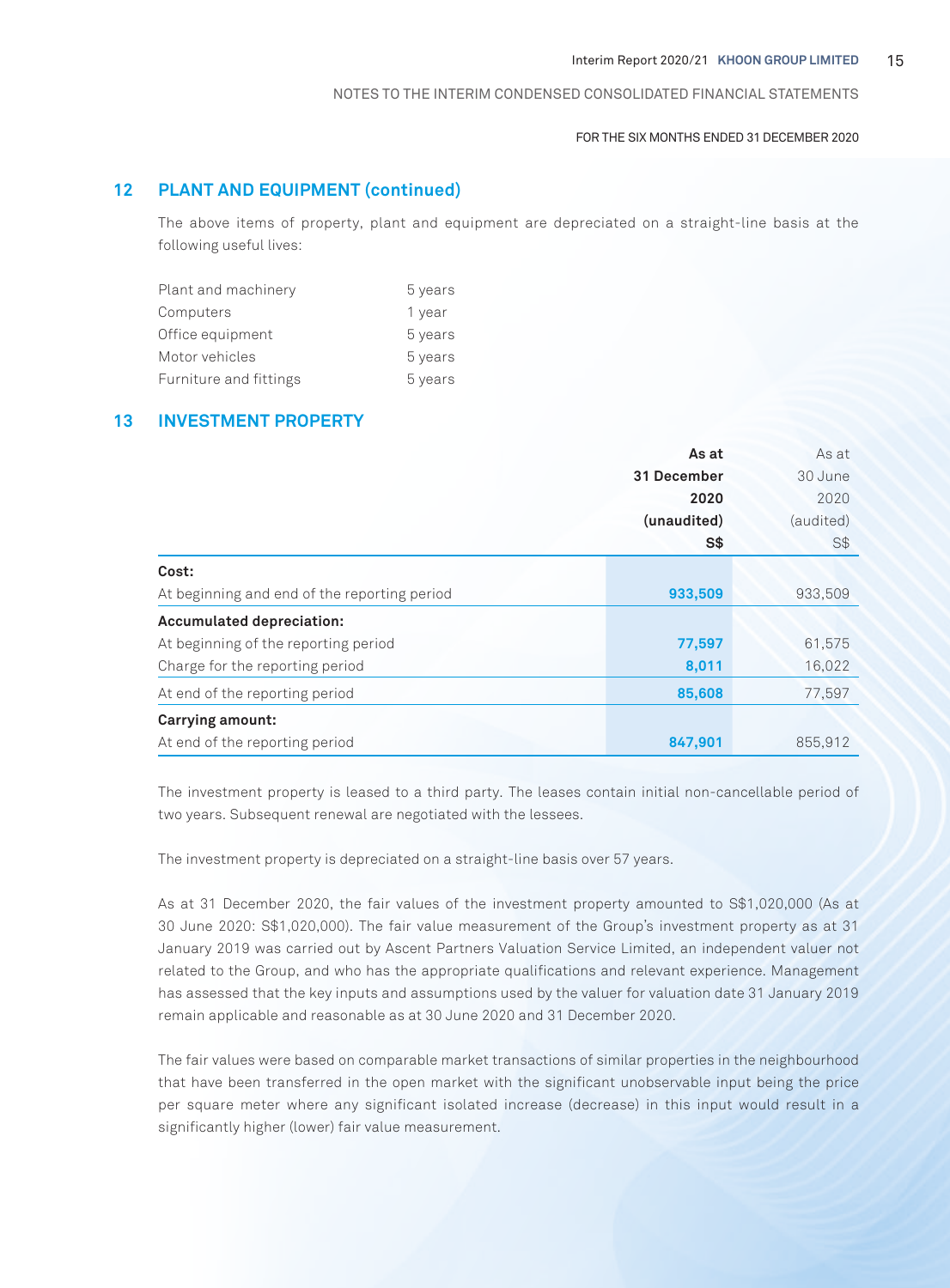## 12 PLANT AND EQUIPMENT (continued)

The above items of property, plant and equipment are depreciated on a straight-line basis at the following useful lives:

| | |
|---|---|
| Plant and machinery | 5 years |
| Computers | 1 year |
| Office equipment | 5 years |
| Motor vehicles | 5 years |
| Furniture and fittings | 5 years |

## 13 INVESTMENT PROPERTY

| | **As at 31 December 2020 (unaudited) S$** | As at 30 June 2020 (audited) S$ |
|---|---|---|
| **Cost:** | | |
| At beginning and end of the reporting period | **933,509** | 933,509 |
| **Accumulated depreciation:** | | |
| At beginning of the reporting period | **77,597** | 61,575 |
| Charge for the reporting period | **8,011** | 16,022 |
| At end of the reporting period | **85,608** | 77,597 |
| **Carrying amount:** | | |
| At end of the reporting period | **847,901** | 855,912 |

The investment property is leased to a third party. The leases contain initial non-cancellable period of two years. Subsequent renewal are negotiated with the lessees.

The investment property is depreciated on a straight-line basis over 57 years.

As at 31 December 2020, the fair values of the investment property amounted to S$1,020,000 (As at 30 June 2020: S$1,020,000). The fair value measurement of the Group's investment property as at 31 January 2019 was carried out by Ascent Partners Valuation Service Limited, an independent valuer not related to the Group, and who has the appropriate qualifications and relevant experience. Management has assessed that the key inputs and assumptions used by the valuer for valuation date 31 January 2019 remain applicable and reasonable as at 30 June 2020 and 31 December 2020.

The fair values were based on comparable market transactions of similar properties in the neighbourhood that have been transferred in the open market with the significant unobservable input being the price per square meter where any significant isolated increase (decrease) in this input would result in a significantly higher (lower) fair value measurement.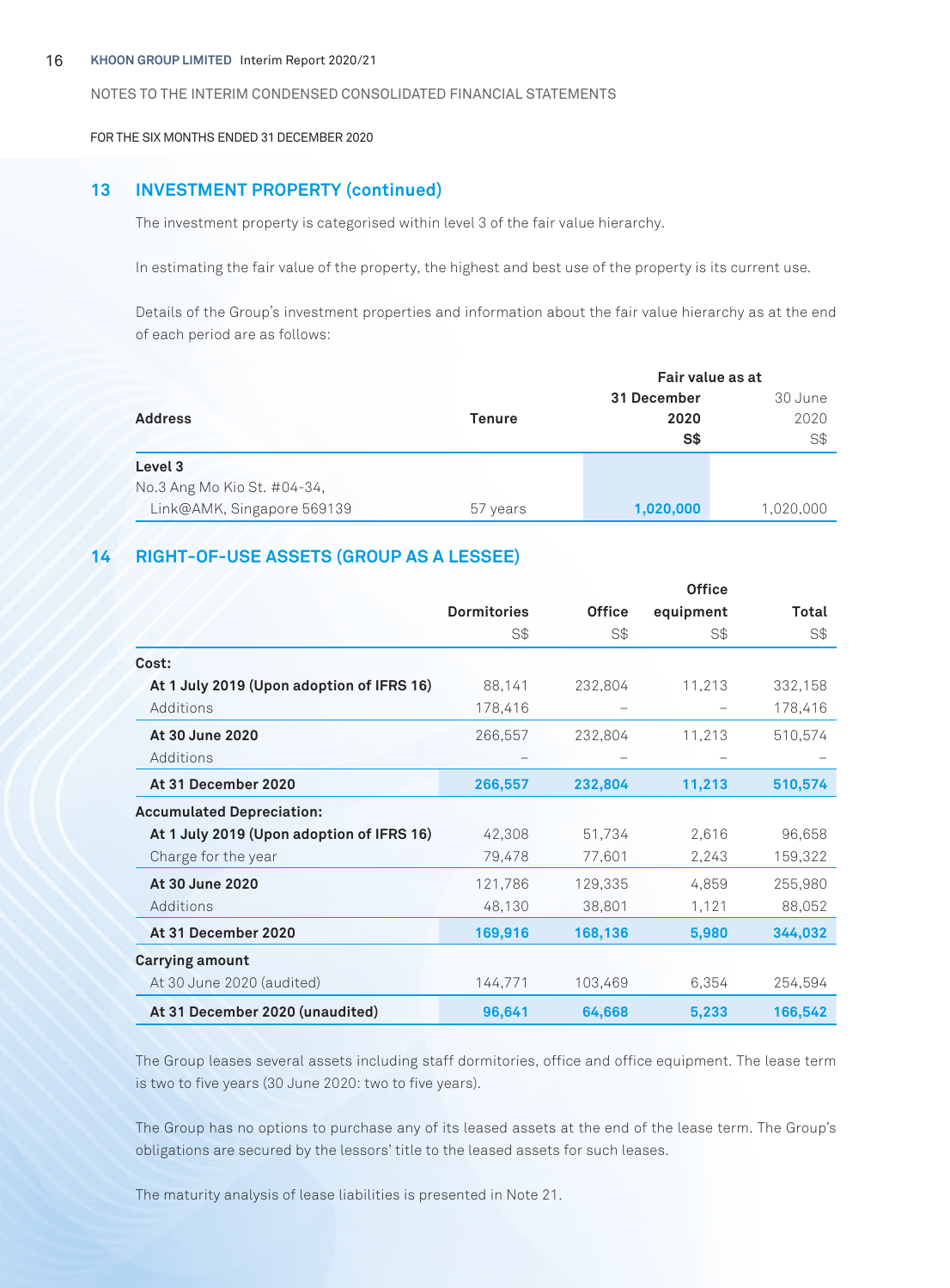NOTES TO THE INTERIM CONDENSED CONSOLIDATED FINANCIAL STATEMENTS

FOR THE SIX MONTHS ENDED 31 DECEMBER 2020

## 13 INVESTMENT PROPERTY (continued)

The investment property is categorised within level 3 of the fair value hierarchy.

In estimating the fair value of the property, the highest and best use of the property is its current use.

Details of the Group's investment properties and information about the fair value hierarchy as at the end of each period are as follows:

| Address | Tenure | Fair value as at 31 December 2020 S$ | Fair value as at 30 June 2020 S$ |
|---|---|---|---|
| **Level 3** | | | |
| No.3 Ang Mo Kio St. #04-34, Link@AMK, Singapore 569139 | 57 years | **1,020,000** | 1,020,000 |

## 14 RIGHT-OF-USE ASSETS (GROUP AS A LESSEE)

| | Dormitories S$ | Office S$ | Office equipment S$ | Total S$ |
|---|---|---|---|---|
| **Cost:** | | | | |
| **At 1 July 2019 (Upon adoption of IFRS 16)** | 88,141 | 232,804 | 11,213 | 332,158 |
| Additions | 178,416 | – | – | 178,416 |
| **At 30 June 2020** | 266,557 | 232,804 | 11,213 | 510,574 |
| Additions | – | – | – | – |
| **At 31 December 2020** | **266,557** | **232,804** | **11,213** | **510,574** |
| **Accumulated Depreciation:** | | | | |
| **At 1 July 2019 (Upon adoption of IFRS 16)** | 42,308 | 51,734 | 2,616 | 96,658 |
| Charge for the year | 79,478 | 77,601 | 2,243 | 159,322 |
| **At 30 June 2020** | 121,786 | 129,335 | 4,859 | 255,980 |
| Additions | 48,130 | 38,801 | 1,121 | 88,052 |
| **At 31 December 2020** | **169,916** | **168,136** | **5,980** | **344,032** |
| **Carrying amount** | | | | |
| At 30 June 2020 (audited) | 144,771 | 103,469 | 6,354 | 254,594 |
| **At 31 December 2020 (unaudited)** | **96,641** | **64,668** | **5,233** | **166,542** |

The Group leases several assets including staff dormitories, office and office equipment. The lease term is two to five years (30 June 2020: two to five years).

The Group has no options to purchase any of its leased assets at the end of the lease term. The Group's obligations are secured by the lessors' title to the leased assets for such leases.

The maturity analysis of lease liabilities is presented in Note 21.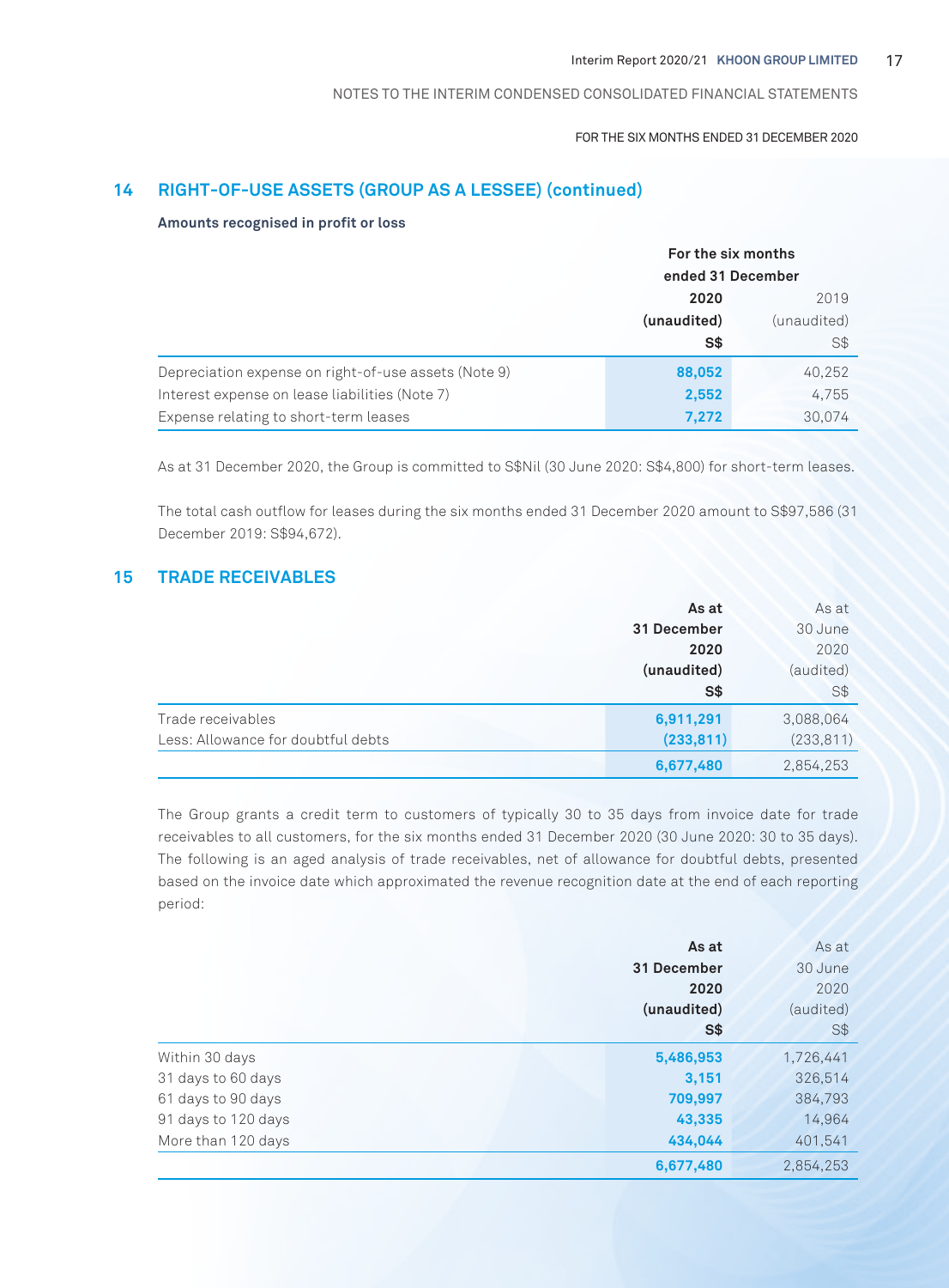## 14 RIGHT-OF-USE ASSETS (GROUP AS A LESSEE) (continued)

**Amounts recognised in profit or loss**

| | For the six months ended 31 December | |
|---|---|---|
| | **2020** | 2019 |
| | **(unaudited)** | (unaudited) |
| | **S$** | S$ |
| Depreciation expense on right-of-use assets (Note 9) | **88,052** | 40,252 |
| Interest expense on lease liabilities (Note 7) | **2,552** | 4,755 |
| Expense relating to short-term leases | **7,272** | 30,074 |

As at 31 December 2020, the Group is committed to S$Nil (30 June 2020: S$4,800) for short-term leases.

The total cash outflow for leases during the six months ended 31 December 2020 amount to S$97,586 (31 December 2019: S$94,672).

## 15 TRADE RECEIVABLES

| | **As at 31 December 2020** | As at 30 June 2020 |
|---|---|---|
| | **(unaudited)** | (audited) |
| | **S$** | S$ |
| Trade receivables | **6,911,291** | 3,088,064 |
| Less: Allowance for doubtful debts | **(233,811)** | (233,811) |
| | **6,677,480** | 2,854,253 |

The Group grants a credit term to customers of typically 30 to 35 days from invoice date for trade receivables to all customers, for the six months ended 31 December 2020 (30 June 2020: 30 to 35 days). The following is an aged analysis of trade receivables, net of allowance for doubtful debts, presented based on the invoice date which approximated the revenue recognition date at the end of each reporting period:

| | **As at 31 December 2020** | As at 30 June 2020 |
|---|---|---|
| | **(unaudited)** | (audited) |
| | **S$** | S$ |
| Within 30 days | **5,486,953** | 1,726,441 |
| 31 days to 60 days | **3,151** | 326,514 |
| 61 days to 90 days | **709,997** | 384,793 |
| 91 days to 120 days | **43,335** | 14,964 |
| More than 120 days | **434,044** | 401,541 |
| | **6,677,480** | 2,854,253 |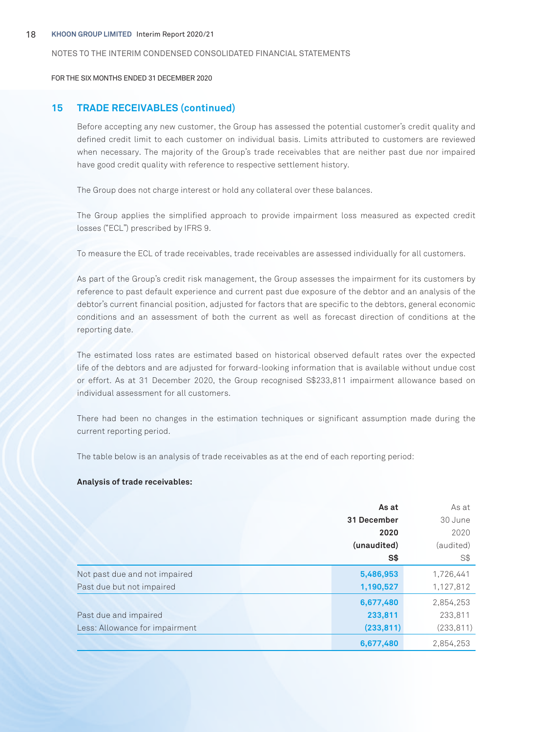NOTES TO THE INTERIM CONDENSED CONSOLIDATED FINANCIAL STATEMENTS

FOR THE SIX MONTHS ENDED 31 DECEMBER 2020

## 15 TRADE RECEIVABLES (continued)

Before accepting any new customer, the Group has assessed the potential customer's credit quality and defined credit limit to each customer on individual basis. Limits attributed to customers are reviewed when necessary. The majority of the Group's trade receivables that are neither past due nor impaired have good credit quality with reference to respective settlement history.

The Group does not charge interest or hold any collateral over these balances.

The Group applies the simplified approach to provide impairment loss measured as expected credit losses ("ECL") prescribed by IFRS 9.

To measure the ECL of trade receivables, trade receivables are assessed individually for all customers.

As part of the Group's credit risk management, the Group assesses the impairment for its customers by reference to past default experience and current past due exposure of the debtor and an analysis of the debtor's current financial position, adjusted for factors that are specific to the debtors, general economic conditions and an assessment of both the current as well as forecast direction of conditions at the reporting date.

The estimated loss rates are estimated based on historical observed default rates over the expected life of the debtors and are adjusted for forward-looking information that is available without undue cost or effort. As at 31 December 2020, the Group recognised S$233,811 impairment allowance based on individual assessment for all customers.

There had been no changes in the estimation techniques or significant assumption made during the current reporting period.

The table below is an analysis of trade receivables as at the end of each reporting period:

**Analysis of trade receivables:**

| | **As at 31 December 2020 (unaudited) S$** | As at 30 June 2020 (audited) S$ |
|---|---|---|
| Not past due and not impaired | **5,486,953** | 1,726,441 |
| Past due but not impaired | **1,190,527** | 1,127,812 |
| | **6,677,480** | 2,854,253 |
| Past due and impaired | **233,811** | 233,811 |
| Less: Allowance for impairment | **(233,811)** | (233,811) |
| | **6,677,480** | 2,854,253 |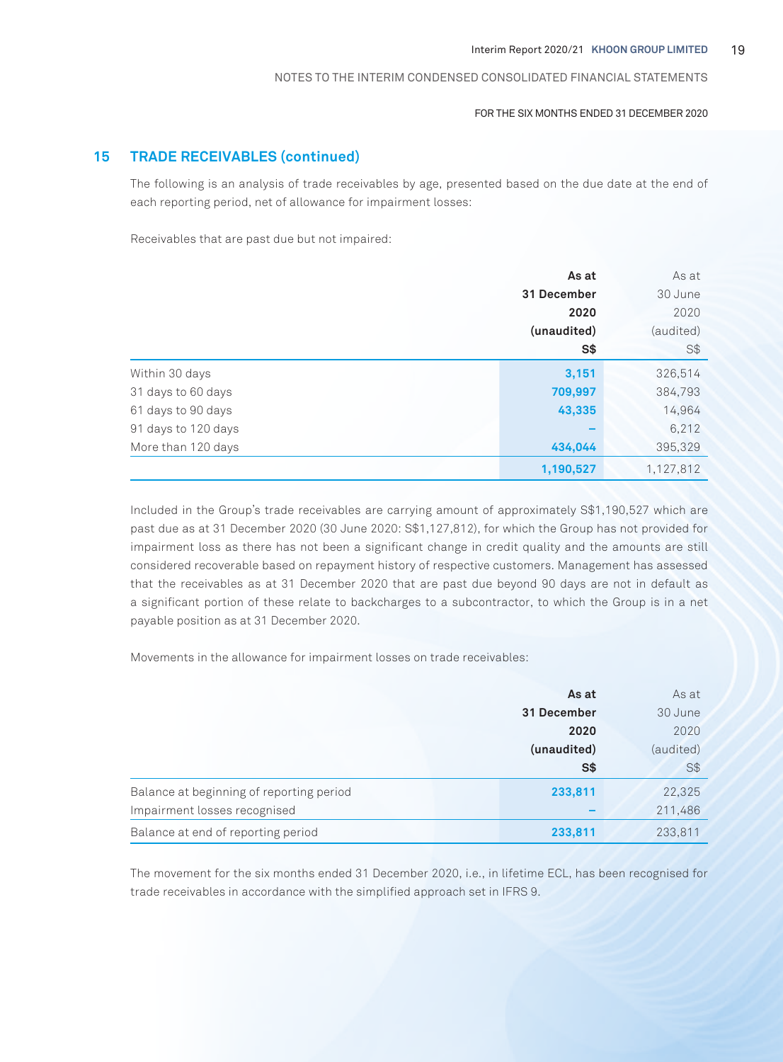## 15 TRADE RECEIVABLES (continued)

The following is an analysis of trade receivables by age, presented based on the due date at the end of each reporting period, net of allowance for impairment losses:

Receivables that are past due but not impaired:

| | **As at 31 December 2020 (unaudited) S$** | As at 30 June 2020 (audited) S$ |
|---|---|---|
| Within 30 days | **3,151** | 326,514 |
| 31 days to 60 days | **709,997** | 384,793 |
| 61 days to 90 days | **43,335** | 14,964 |
| 91 days to 120 days | **–** | 6,212 |
| More than 120 days | **434,044** | 395,329 |
| | **1,190,527** | 1,127,812 |

Included in the Group's trade receivables are carrying amount of approximately S$1,190,527 which are past due as at 31 December 2020 (30 June 2020: S$1,127,812), for which the Group has not provided for impairment loss as there has not been a significant change in credit quality and the amounts are still considered recoverable based on repayment history of respective customers. Management has assessed that the receivables as at 31 December 2020 that are past due beyond 90 days are not in default as a significant portion of these relate to backcharges to a subcontractor, to which the Group is in a net payable position as at 31 December 2020.

Movements in the allowance for impairment losses on trade receivables:

| | **As at 31 December 2020 (unaudited) S$** | As at 30 June 2020 (audited) S$ |
|---|---|---|
| Balance at beginning of reporting period | **233,811** | 22,325 |
| Impairment losses recognised | **–** | 211,486 |
| Balance at end of reporting period | **233,811** | 233,811 |

The movement for the six months ended 31 December 2020, i.e., in lifetime ECL, has been recognised for trade receivables in accordance with the simplified approach set in IFRS 9.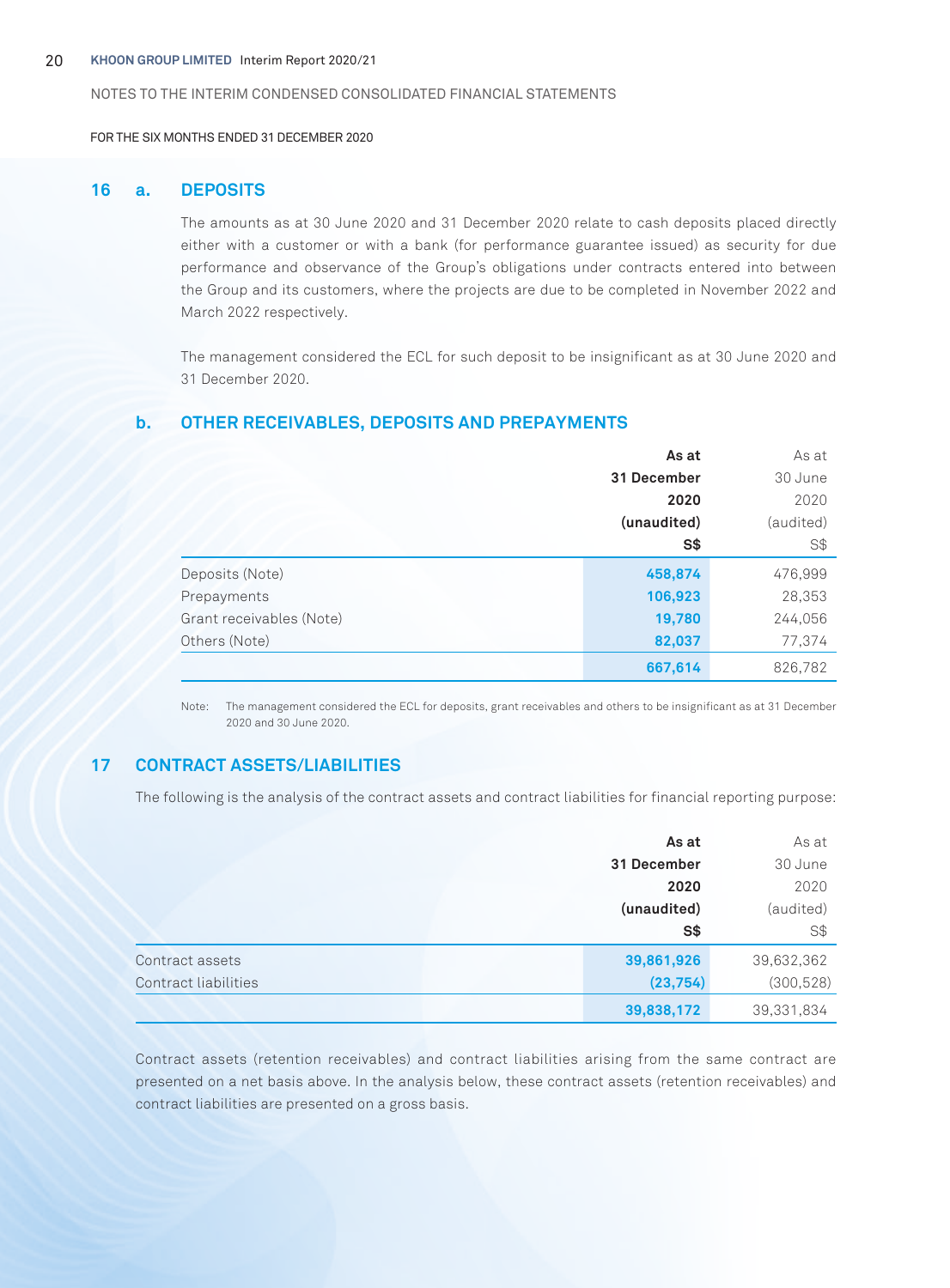NOTES TO THE INTERIM CONDENSED CONSOLIDATED FINANCIAL STATEMENTS

FOR THE SIX MONTHS ENDED 31 DECEMBER 2020

## 16 a. DEPOSITS

The amounts as at 30 June 2020 and 31 December 2020 relate to cash deposits placed directly either with a customer or with a bank (for performance guarantee issued) as security for due performance and observance of the Group's obligations under contracts entered into between the Group and its customers, where the projects are due to be completed in November 2022 and March 2022 respectively.

The management considered the ECL for such deposit to be insignificant as at 30 June 2020 and 31 December 2020.

## b. OTHER RECEIVABLES, DEPOSITS AND PREPAYMENTS

| | **As at 31 December 2020 (unaudited) S$** | As at 30 June 2020 (audited) S$ |
|---|---|---|
| Deposits (Note) | **458,874** | 476,999 |
| Prepayments | **106,923** | 28,353 |
| Grant receivables (Note) | **19,780** | 244,056 |
| Others (Note) | **82,037** | 77,374 |
| | **667,614** | 826,782 |

Note: The management considered the ECL for deposits, grant receivables and others to be insignificant as at 31 December 2020 and 30 June 2020.

## 17 CONTRACT ASSETS/LIABILITIES

The following is the analysis of the contract assets and contract liabilities for financial reporting purpose:

| | **As at 31 December 2020 (unaudited) S$** | As at 30 June 2020 (audited) S$ |
|---|---|---|
| Contract assets | **39,861,926** | 39,632,362 |
| Contract liabilities | **(23,754)** | (300,528) |
| | **39,838,172** | 39,331,834 |

Contract assets (retention receivables) and contract liabilities arising from the same contract are presented on a net basis above. In the analysis below, these contract assets (retention receivables) and contract liabilities are presented on a gross basis.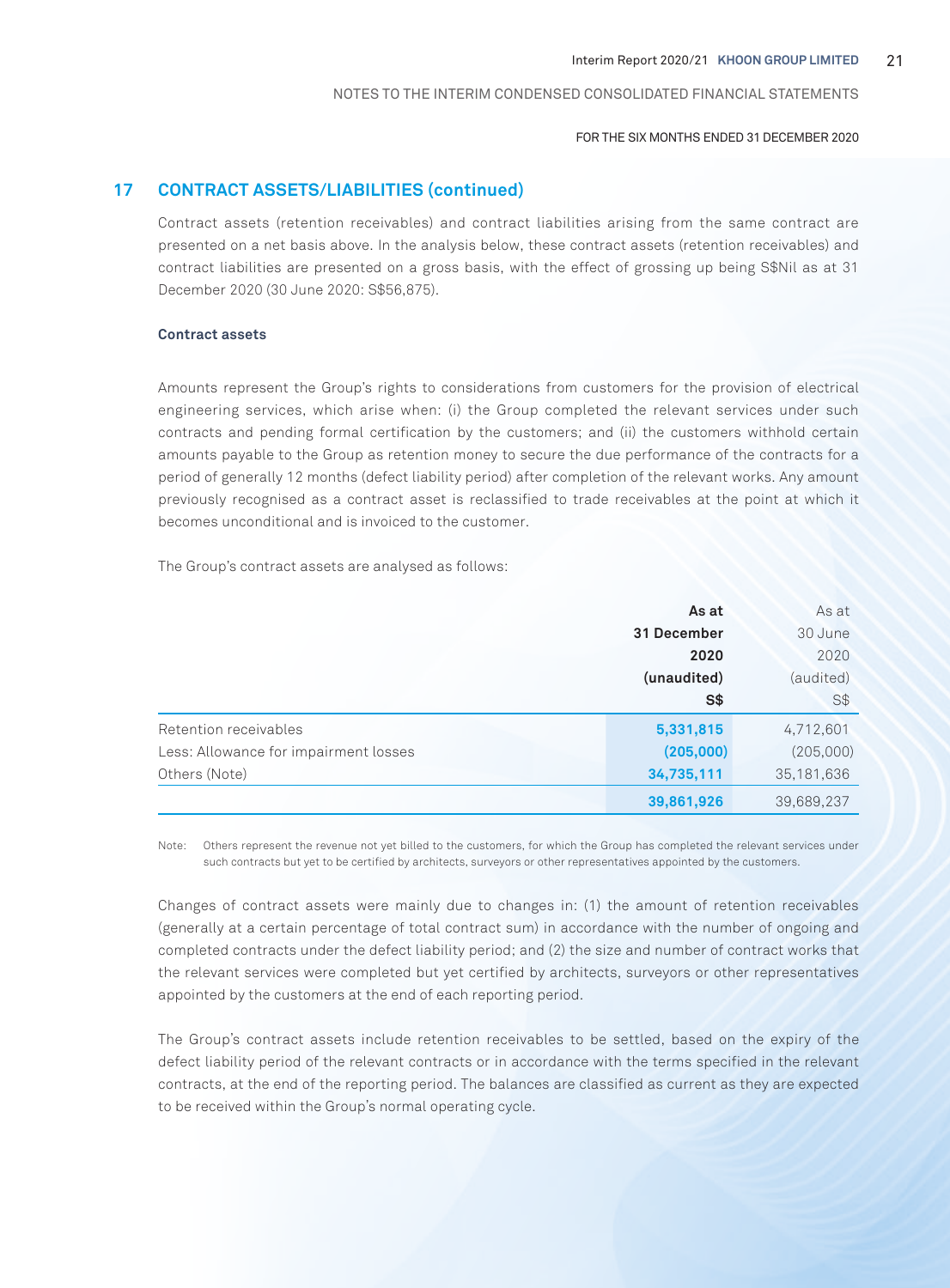## 17 CONTRACT ASSETS/LIABILITIES (continued)

Contract assets (retention receivables) and contract liabilities arising from the same contract are presented on a net basis above. In the analysis below, these contract assets (retention receivables) and contract liabilities are presented on a gross basis, with the effect of grossing up being S$Nil as at 31 December 2020 (30 June 2020: S$56,875).

**Contract assets**

Amounts represent the Group's rights to considerations from customers for the provision of electrical engineering services, which arise when: (i) the Group completed the relevant services under such contracts and pending formal certification by the customers; and (ii) the customers withhold certain amounts payable to the Group as retention money to secure the due performance of the contracts for a period of generally 12 months (defect liability period) after completion of the relevant works. Any amount previously recognised as a contract asset is reclassified to trade receivables at the point at which it becomes unconditional and is invoiced to the customer.

The Group's contract assets are analysed as follows:

| | **As at 31 December 2020 (unaudited) S$** | As at 30 June 2020 (audited) S$ |
|---|---|---|
| Retention receivables | **5,331,815** | 4,712,601 |
| Less: Allowance for impairment losses | **(205,000)** | (205,000) |
| Others (Note) | **34,735,111** | 35,181,636 |
| | **39,861,926** | 39,689,237 |

Note: Others represent the revenue not yet billed to the customers, for which the Group has completed the relevant services under such contracts but yet to be certified by architects, surveyors or other representatives appointed by the customers.

Changes of contract assets were mainly due to changes in: (1) the amount of retention receivables (generally at a certain percentage of total contract sum) in accordance with the number of ongoing and completed contracts under the defect liability period; and (2) the size and number of contract works that the relevant services were completed but yet certified by architects, surveyors or other representatives appointed by the customers at the end of each reporting period.

The Group's contract assets include retention receivables to be settled, based on the expiry of the defect liability period of the relevant contracts or in accordance with the terms specified in the relevant contracts, at the end of the reporting period. The balances are classified as current as they are expected to be received within the Group's normal operating cycle.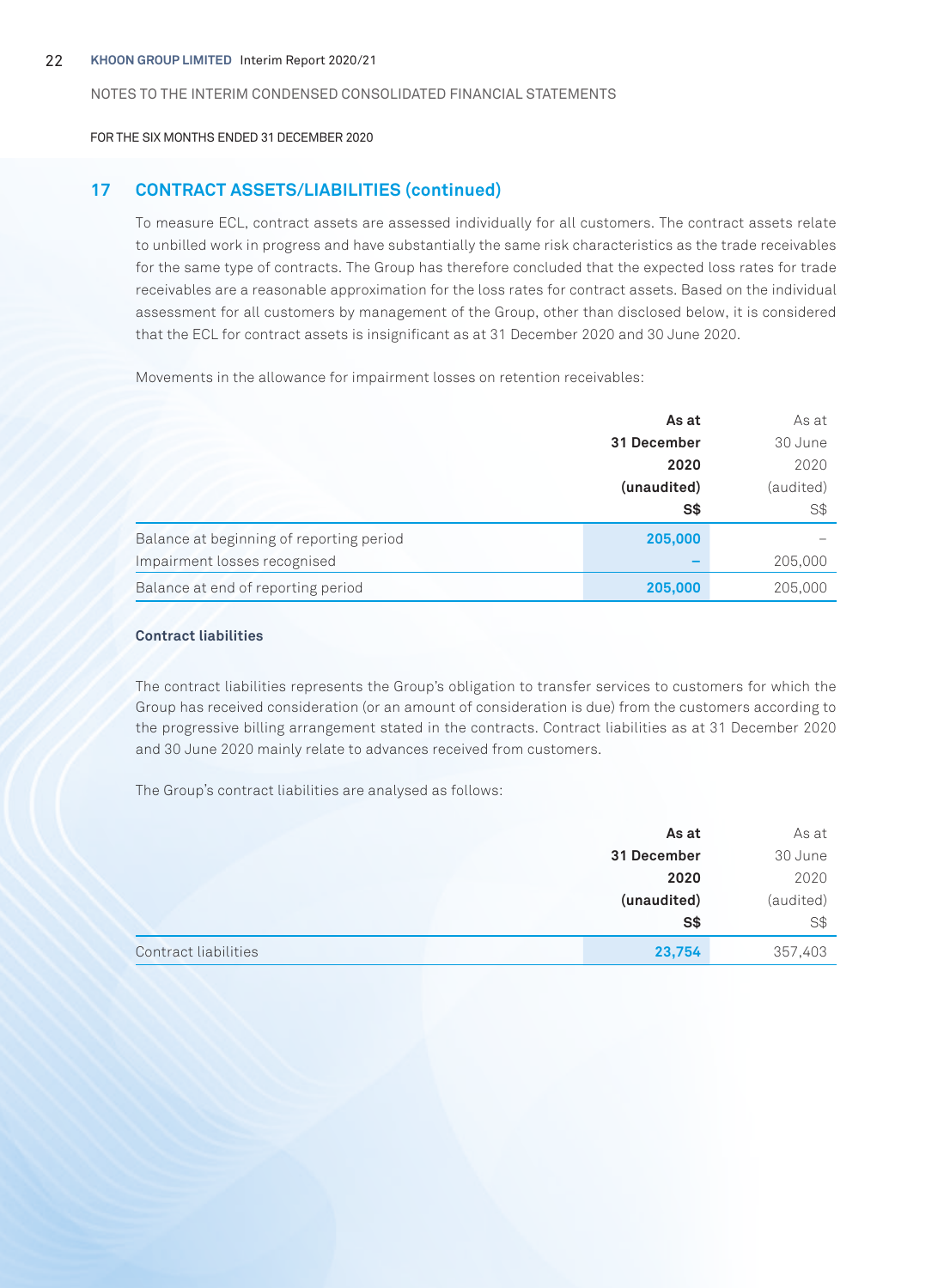NOTES TO THE INTERIM CONDENSED CONSOLIDATED FINANCIAL STATEMENTS

FOR THE SIX MONTHS ENDED 31 DECEMBER 2020

## 17 CONTRACT ASSETS/LIABILITIES (continued)

To measure ECL, contract assets are assessed individually for all customers. The contract assets relate to unbilled work in progress and have substantially the same risk characteristics as the trade receivables for the same type of contracts. The Group has therefore concluded that the expected loss rates for trade receivables are a reasonable approximation for the loss rates for contract assets. Based on the individual assessment for all customers by management of the Group, other than disclosed below, it is considered that the ECL for contract assets is insignificant as at 31 December 2020 and 30 June 2020.

Movements in the allowance for impairment losses on retention receivables:

| | **As at 31 December 2020 (unaudited) S$** | As at 30 June 2020 (audited) S$ |
|---|---|---|
| Balance at beginning of reporting period | **205,000** | – |
| Impairment losses recognised | **–** | 205,000 |
| Balance at end of reporting period | **205,000** | 205,000 |

**Contract liabilities**

The contract liabilities represents the Group's obligation to transfer services to customers for which the Group has received consideration (or an amount of consideration is due) from the customers according to the progressive billing arrangement stated in the contracts. Contract liabilities as at 31 December 2020 and 30 June 2020 mainly relate to advances received from customers.

The Group's contract liabilities are analysed as follows:

| | **As at 31 December 2020 (unaudited) S$** | As at 30 June 2020 (audited) S$ |
|---|---|---|
| Contract liabilities | **23,754** | 357,403 |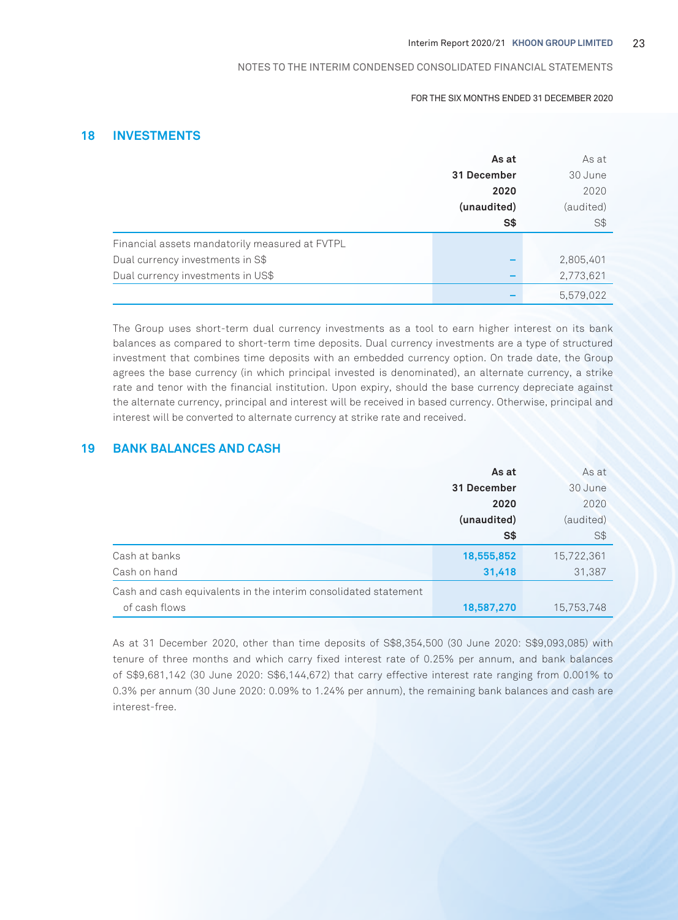## 18 INVESTMENTS

| | As at 31 December 2020 (unaudited) S$ | As at 30 June 2020 (audited) S$ |
|---|---|---|
| Financial assets mandatorily measured at FVTPL | | |
| Dual currency investments in S$ | – | 2,805,401 |
| Dual currency investments in US$ | – | 2,773,621 |
| | – | 5,579,022 |

The Group uses short-term dual currency investments as a tool to earn higher interest on its bank balances as compared to short-term time deposits. Dual currency investments are a type of structured investment that combines time deposits with an embedded currency option. On trade date, the Group agrees the base currency (in which principal invested is denominated), an alternate currency, a strike rate and tenor with the financial institution. Upon expiry, should the base currency depreciate against the alternate currency, principal and interest will be received in based currency. Otherwise, principal and interest will be converted to alternate currency at strike rate and received.

## 19 BANK BALANCES AND CASH

| | As at 31 December 2020 (unaudited) S$ | As at 30 June 2020 (audited) S$ |
|---|---|---|
| Cash at banks | 18,555,852 | 15,722,361 |
| Cash on hand | 31,418 | 31,387 |
| Cash and cash equivalents in the interim consolidated statement of cash flows | 18,587,270 | 15,753,748 |

As at 31 December 2020, other than time deposits of S$8,354,500 (30 June 2020: S$9,093,085) with tenure of three months and which carry fixed interest rate of 0.25% per annum, and bank balances of S$9,681,142 (30 June 2020: S$6,144,672) that carry effective interest rate ranging from 0.001% to 0.3% per annum (30 June 2020: 0.09% to 1.24% per annum), the remaining bank balances and cash are interest-free.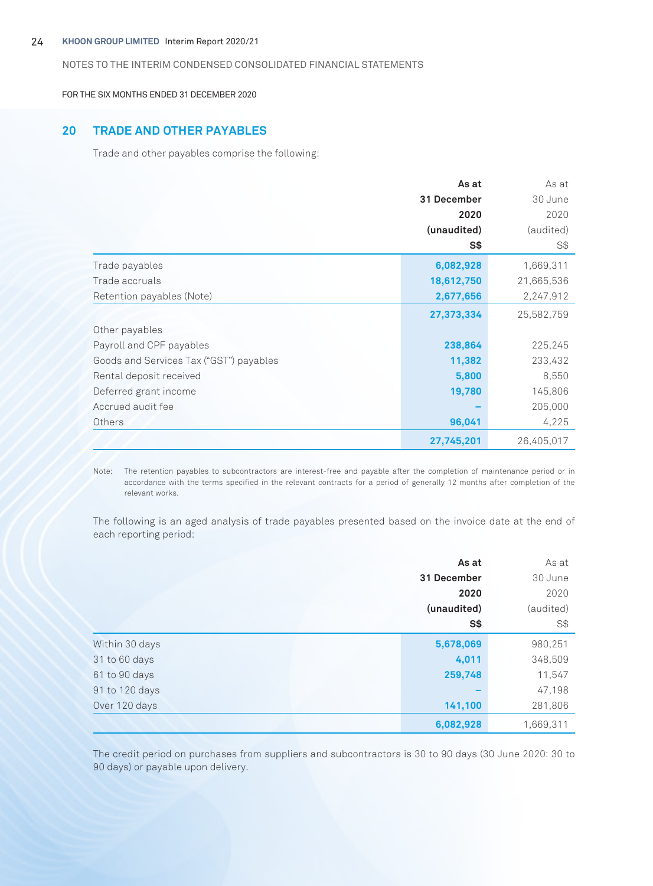NOTES TO THE INTERIM CONDENSED CONSOLIDATED FINANCIAL STATEMENTS

FOR THE SIX MONTHS ENDED 31 DECEMBER 2020

## 20 TRADE AND OTHER PAYABLES

Trade and other payables comprise the following:

| | **As at 31 December 2020 (unaudited) S$** | As at 30 June 2020 (audited) S$ |
|---|---|---|
| Trade payables | **6,082,928** | 1,669,311 |
| Trade accruals | **18,612,750** | 21,665,536 |
| Retention payables (Note) | **2,677,656** | 2,247,912 |
| | **27,373,334** | 25,582,759 |
| Other payables | | |
| Payroll and CPF payables | **238,864** | 225,245 |
| Goods and Services Tax ("GST") payables | **11,382** | 233,432 |
| Rental deposit received | **5,800** | 8,550 |
| Deferred grant income | **19,780** | 145,806 |
| Accrued audit fee | **–** | 205,000 |
| Others | **96,041** | 4,225 |
| | **27,745,201** | 26,405,017 |

Note: The retention payables to subcontractors are interest-free and payable after the completion of maintenance period or in accordance with the terms specified in the relevant contracts for a period of generally 12 months after completion of the relevant works.

The following is an aged analysis of trade payables presented based on the invoice date at the end of each reporting period:

| | **As at 31 December 2020 (unaudited) S$** | As at 30 June 2020 (audited) S$ |
|---|---|---|
| Within 30 days | **5,678,069** | 980,251 |
| 31 to 60 days | **4,011** | 348,509 |
| 61 to 90 days | **259,748** | 11,547 |
| 91 to 120 days | **–** | 47,198 |
| Over 120 days | **141,100** | 281,806 |
| | **6,082,928** | 1,669,311 |

The credit period on purchases from suppliers and subcontractors is 30 to 90 days (30 June 2020: 30 to 90 days) or payable upon delivery.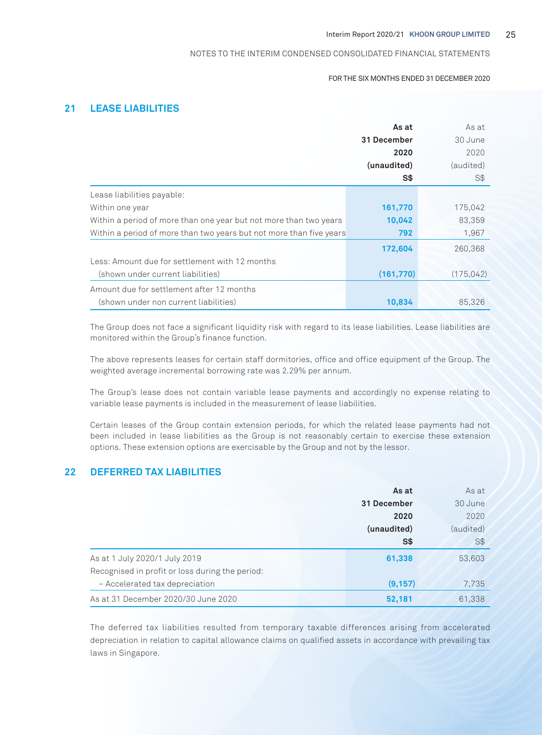## 21 LEASE LIABILITIES

| | As at 31 December 2020 (unaudited) S$ | As at 30 June 2020 (audited) S$ |
|---|---|---|
| Lease liabilities payable: | | |
| Within one year | **161,770** | 175,042 |
| Within a period of more than one year but not more than two years | **10,042** | 83,359 |
| Within a period of more than two years but not more than five years | **792** | 1,967 |
| | **172,604** | 260,368 |
| Less: Amount due for settlement with 12 months (shown under current liabilities) | **(161,770)** | (175,042) |
| Amount due for settlement after 12 months (shown under non current liabilities) | **10,834** | 85,326 |

The Group does not face a significant liquidity risk with regard to its lease liabilities. Lease liabilities are monitored within the Group's finance function.

The above represents leases for certain staff dormitories, office and office equipment of the Group. The weighted average incremental borrowing rate was 2.29% per annum.

The Group's lease does not contain variable lease payments and accordingly no expense relating to variable lease payments is included in the measurement of lease liabilities.

Certain leases of the Group contain extension periods, for which the related lease payments had not been included in lease liabilities as the Group is not reasonably certain to exercise these extension options. These extension options are exercisable by the Group and not by the lessor.

## 22 DEFERRED TAX LIABILITIES

| | As at 31 December 2020 (unaudited) S$ | As at 30 June 2020 (audited) S$ |
|---|---|---|
| As at 1 July 2020/1 July 2019 | **61,338** | 53,603 |
| Recognised in profit or loss during the period: | | |
| – Accelerated tax depreciation | **(9,157)** | 7,735 |
| As at 31 December 2020/30 June 2020 | **52,181** | 61,338 |

The deferred tax liabilities resulted from temporary taxable differences arising from accelerated depreciation in relation to capital allowance claims on qualified assets in accordance with prevailing tax laws in Singapore.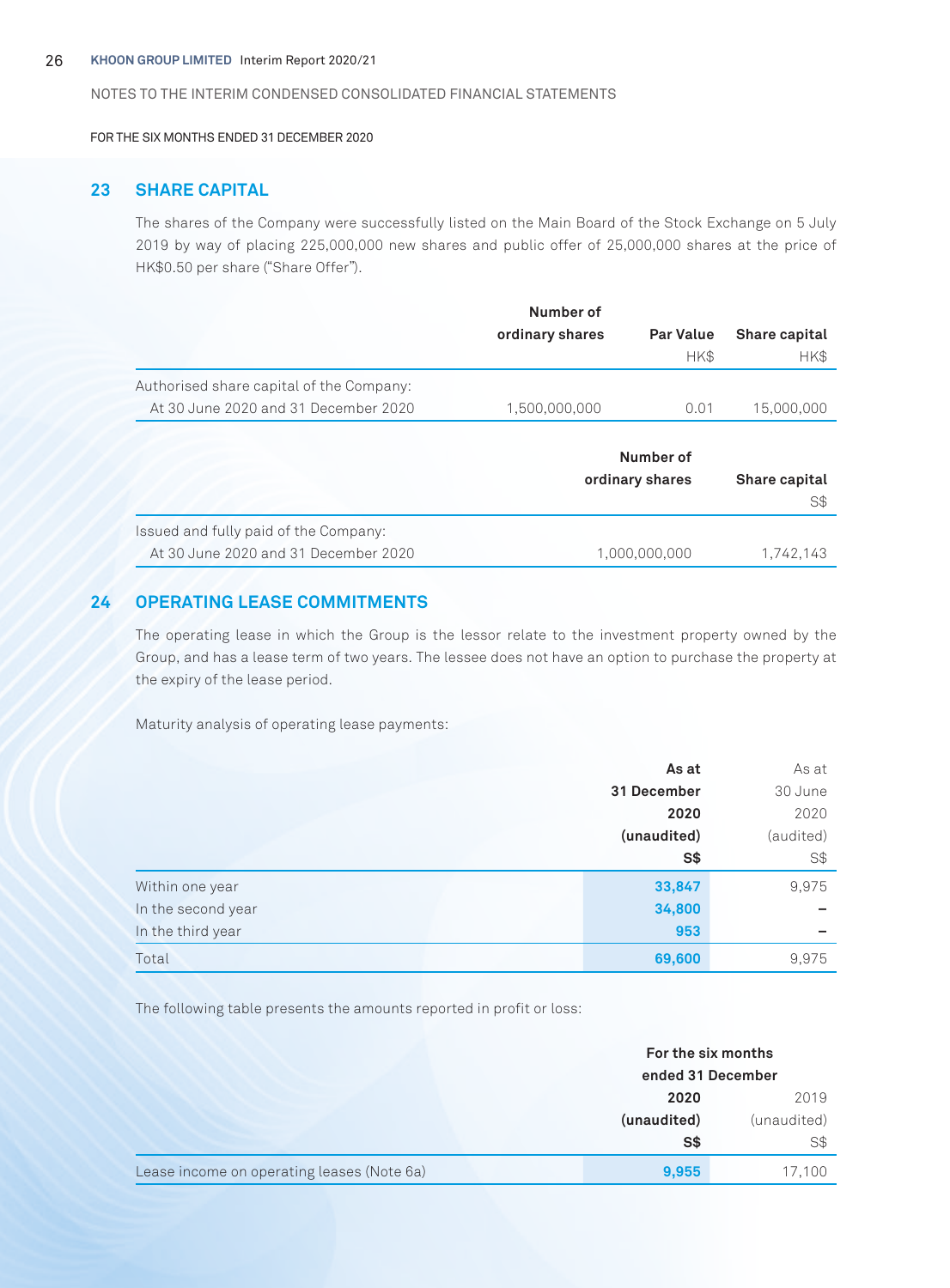NOTES TO THE INTERIM CONDENSED CONSOLIDATED FINANCIAL STATEMENTS

FOR THE SIX MONTHS ENDED 31 DECEMBER 2020

## 23 SHARE CAPITAL

The shares of the Company were successfully listed on the Main Board of the Stock Exchange on 5 July 2019 by way of placing 225,000,000 new shares and public offer of 25,000,000 shares at the price of HK$0.50 per share ("Share Offer").

| | Number of ordinary shares | Par Value | Share capital |
|---|---|---|---|
| | | HK$ | HK$ |
| Authorised share capital of the Company: | | | |
| At 30 June 2020 and 31 December 2020 | 1,500,000,000 | 0.01 | 15,000,000 |

| | Number of ordinary shares | Share capital |
|---|---|---|
| | | S$ |
| Issued and fully paid of the Company: | | |
| At 30 June 2020 and 31 December 2020 | 1,000,000,000 | 1,742,143 |

## 24 OPERATING LEASE COMMITMENTS

The operating lease in which the Group is the lessor relate to the investment property owned by the Group, and has a lease term of two years. The lessee does not have an option to purchase the property at the expiry of the lease period.

Maturity analysis of operating lease payments:

| | **As at 31 December 2020 (unaudited)** | As at 30 June 2020 (audited) |
|---|---|---|
| | **S$** | S$ |
| Within one year | **33,847** | 9,975 |
| In the second year | **34,800** | – |
| In the third year | **953** | – |
| Total | **69,600** | 9,975 |

The following table presents the amounts reported in profit or loss:

| | **For the six months ended 31 December** | |
|---|---|---|
| | **2020 (unaudited)** | 2019 (unaudited) |
| | **S$** | S$ |
| Lease income on operating leases (Note 6a) | **9,955** | 17,100 |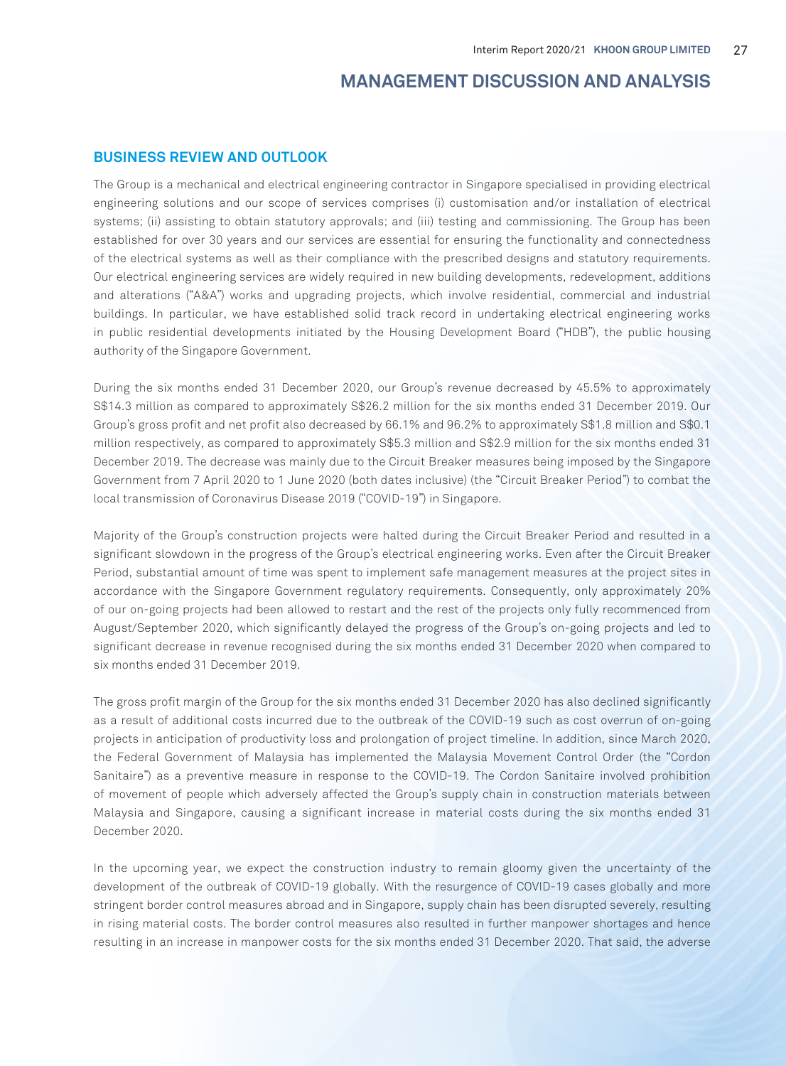# MANAGEMENT DISCUSSION AND ANALYSIS

## BUSINESS REVIEW AND OUTLOOK

The Group is a mechanical and electrical engineering contractor in Singapore specialised in providing electrical engineering solutions and our scope of services comprises (i) customisation and/or installation of electrical systems; (ii) assisting to obtain statutory approvals; and (iii) testing and commissioning. The Group has been established for over 30 years and our services are essential for ensuring the functionality and connectedness of the electrical systems as well as their compliance with the prescribed designs and statutory requirements. Our electrical engineering services are widely required in new building developments, redevelopment, additions and alterations ("A&A") works and upgrading projects, which involve residential, commercial and industrial buildings. In particular, we have established solid track record in undertaking electrical engineering works in public residential developments initiated by the Housing Development Board ("HDB"), the public housing authority of the Singapore Government.

During the six months ended 31 December 2020, our Group's revenue decreased by 45.5% to approximately S$14.3 million as compared to approximately S$26.2 million for the six months ended 31 December 2019. Our Group's gross profit and net profit also decreased by 66.1% and 96.2% to approximately S$1.8 million and S$0.1 million respectively, as compared to approximately S$5.3 million and S$2.9 million for the six months ended 31 December 2019. The decrease was mainly due to the Circuit Breaker measures being imposed by the Singapore Government from 7 April 2020 to 1 June 2020 (both dates inclusive) (the "Circuit Breaker Period") to combat the local transmission of Coronavirus Disease 2019 ("COVID-19") in Singapore.

Majority of the Group's construction projects were halted during the Circuit Breaker Period and resulted in a significant slowdown in the progress of the Group's electrical engineering works. Even after the Circuit Breaker Period, substantial amount of time was spent to implement safe management measures at the project sites in accordance with the Singapore Government regulatory requirements. Consequently, only approximately 20% of our on-going projects had been allowed to restart and the rest of the projects only fully recommenced from August/September 2020, which significantly delayed the progress of the Group's on-going projects and led to significant decrease in revenue recognised during the six months ended 31 December 2020 when compared to six months ended 31 December 2019.

The gross profit margin of the Group for the six months ended 31 December 2020 has also declined significantly as a result of additional costs incurred due to the outbreak of the COVID-19 such as cost overrun of on-going projects in anticipation of productivity loss and prolongation of project timeline. In addition, since March 2020, the Federal Government of Malaysia has implemented the Malaysia Movement Control Order (the "Cordon Sanitaire") as a preventive measure in response to the COVID-19. The Cordon Sanitaire involved prohibition of movement of people which adversely affected the Group's supply chain in construction materials between Malaysia and Singapore, causing a significant increase in material costs during the six months ended 31 December 2020.

In the upcoming year, we expect the construction industry to remain gloomy given the uncertainty of the development of the outbreak of COVID-19 globally. With the resurgence of COVID-19 cases globally and more stringent border control measures abroad and in Singapore, supply chain has been disrupted severely, resulting in rising material costs. The border control measures also resulted in further manpower shortages and hence resulting in an increase in manpower costs for the six months ended 31 December 2020. That said, the adverse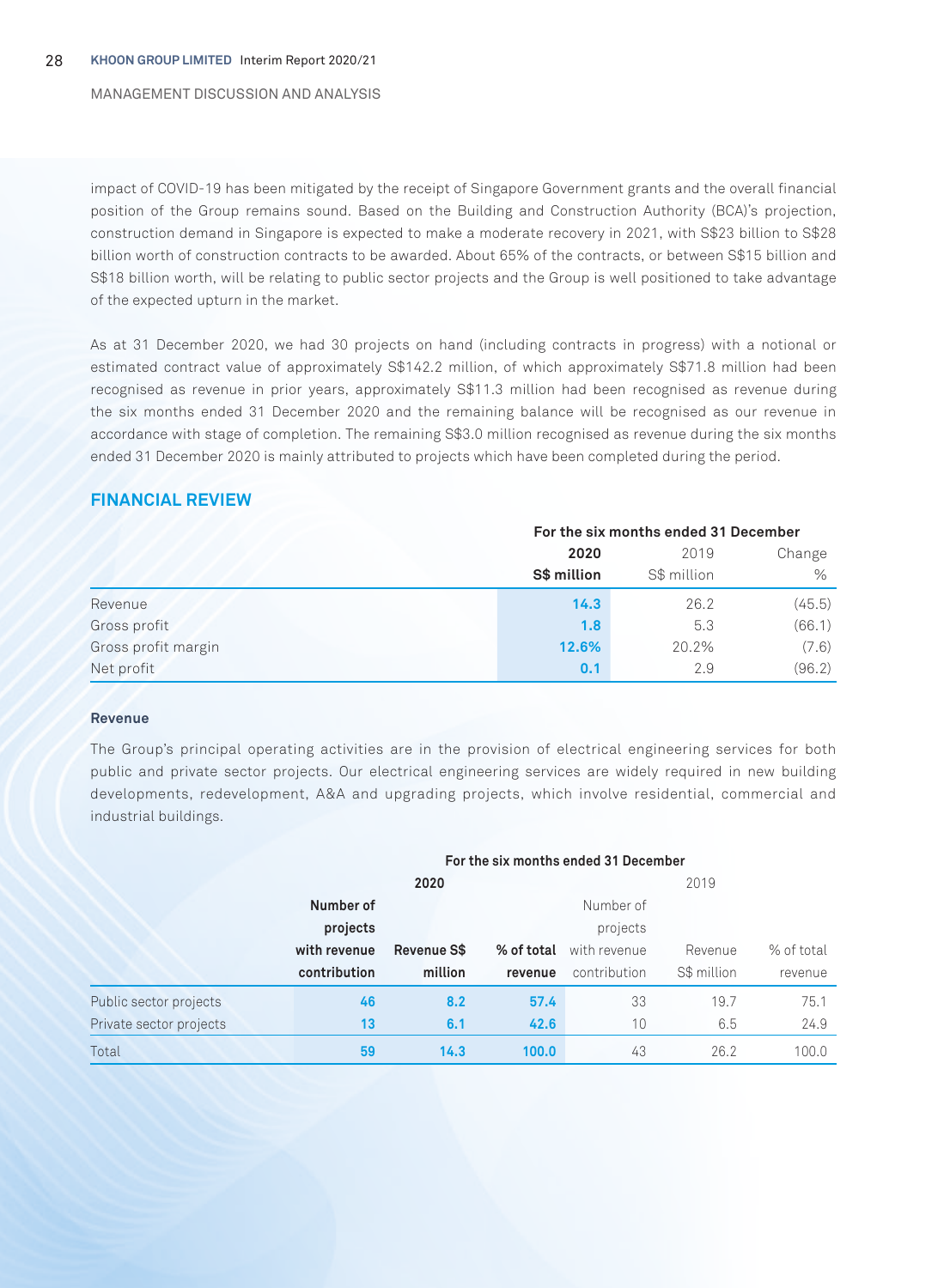impact of COVID-19 has been mitigated by the receipt of Singapore Government grants and the overall financial position of the Group remains sound. Based on the Building and Construction Authority (BCA)'s projection, construction demand in Singapore is expected to make a moderate recovery in 2021, with S$23 billion to S$28 billion worth of construction contracts to be awarded. About 65% of the contracts, or between S$15 billion and S$18 billion worth, will be relating to public sector projects and the Group is well positioned to take advantage of the expected upturn in the market.

As at 31 December 2020, we had 30 projects on hand (including contracts in progress) with a notional or estimated contract value of approximately S$142.2 million, of which approximately S$71.8 million had been recognised as revenue in prior years, approximately S$11.3 million had been recognised as revenue during the six months ended 31 December 2020 and the remaining balance will be recognised as our revenue in accordance with stage of completion. The remaining S$3.0 million recognised as revenue during the six months ended 31 December 2020 is mainly attributed to projects which have been completed during the period.

## FINANCIAL REVIEW

| | For the six months ended 31 December | | |
|---|---|---|---|
| | **2020** | 2019 | Change |
| | **S$ million** | S$ million | % |
| Revenue | **14.3** | 26.2 | (45.5) |
| Gross profit | **1.8** | 5.3 | (66.1) |
| Gross profit margin | **12.6%** | 20.2% | (7.6) |
| Net profit | **0.1** | 2.9 | (96.2) |

### Revenue

The Group's principal operating activities are in the provision of electrical engineering services for both public and private sector projects. Our electrical engineering services are widely required in new building developments, redevelopment, A&A and upgrading projects, which involve residential, commercial and industrial buildings.

| | For the six months ended 31 December | | | | | |
|---|---|---|---|---|---|---|
| | **2020** | | | 2019 | | |
| | **Number of projects with revenue contribution** | **Revenue S$ million** | **% of total revenue** | Number of projects with revenue contribution | Revenue S$ million | % of total revenue |
| Public sector projects | **46** | **8.2** | **57.4** | 33 | 19.7 | 75.1 |
| Private sector projects | **13** | **6.1** | **42.6** | 10 | 6.5 | 24.9 |
| Total | **59** | **14.3** | **100.0** | 43 | 26.2 | 100.0 |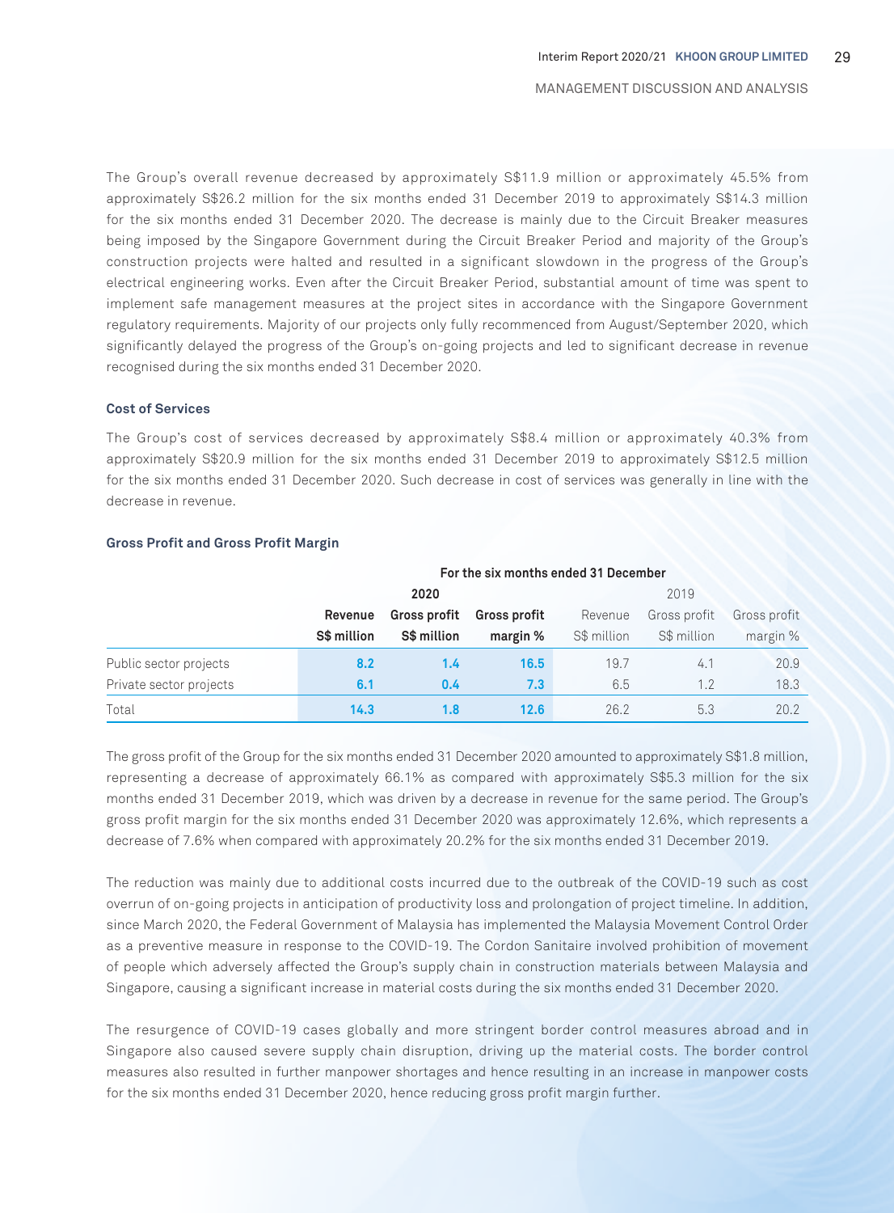The Group's overall revenue decreased by approximately S$11.9 million or approximately 45.5% from approximately S$26.2 million for the six months ended 31 December 2019 to approximately S$14.3 million for the six months ended 31 December 2020. The decrease is mainly due to the Circuit Breaker measures being imposed by the Singapore Government during the Circuit Breaker Period and majority of the Group's construction projects were halted and resulted in a significant slowdown in the progress of the Group's electrical engineering works. Even after the Circuit Breaker Period, substantial amount of time was spent to implement safe management measures at the project sites in accordance with the Singapore Government regulatory requirements. Majority of our projects only fully recommenced from August/September 2020, which significantly delayed the progress of the Group's on-going projects and led to significant decrease in revenue recognised during the six months ended 31 December 2020.

### Cost of Services

The Group's cost of services decreased by approximately S$8.4 million or approximately 40.3% from approximately S$20.9 million for the six months ended 31 December 2019 to approximately S$12.5 million for the six months ended 31 December 2020. Such decrease in cost of services was generally in line with the decrease in revenue.

### Gross Profit and Gross Profit Margin

| | For the six months ended 31 December | | | | | |
|---|---|---|---|---|---|---|
| | **2020** | | | 2019 | | |
| | **Revenue S$ million** | **Gross profit S$ million** | **Gross profit margin %** | Revenue S$ million | Gross profit S$ million | Gross profit margin % |
| Public sector projects | **8.2** | **1.4** | **16.5** | 19.7 | 4.1 | 20.9 |
| Private sector projects | **6.1** | **0.4** | **7.3** | 6.5 | 1.2 | 18.3 |
| Total | **14.3** | **1.8** | **12.6** | 26.2 | 5.3 | 20.2 |

The gross profit of the Group for the six months ended 31 December 2020 amounted to approximately S$1.8 million, representing a decrease of approximately 66.1% as compared with approximately S$5.3 million for the six months ended 31 December 2019, which was driven by a decrease in revenue for the same period. The Group's gross profit margin for the six months ended 31 December 2020 was approximately 12.6%, which represents a decrease of 7.6% when compared with approximately 20.2% for the six months ended 31 December 2019.

The reduction was mainly due to additional costs incurred due to the outbreak of the COVID-19 such as cost overrun of on-going projects in anticipation of productivity loss and prolongation of project timeline. In addition, since March 2020, the Federal Government of Malaysia has implemented the Malaysia Movement Control Order as a preventive measure in response to the COVID-19. The Cordon Sanitaire involved prohibition of movement of people which adversely affected the Group's supply chain in construction materials between Malaysia and Singapore, causing a significant increase in material costs during the six months ended 31 December 2020.

The resurgence of COVID-19 cases globally and more stringent border control measures abroad and in Singapore also caused severe supply chain disruption, driving up the material costs. The border control measures also resulted in further manpower shortages and hence resulting in an increase in manpower costs for the six months ended 31 December 2020, hence reducing gross profit margin further.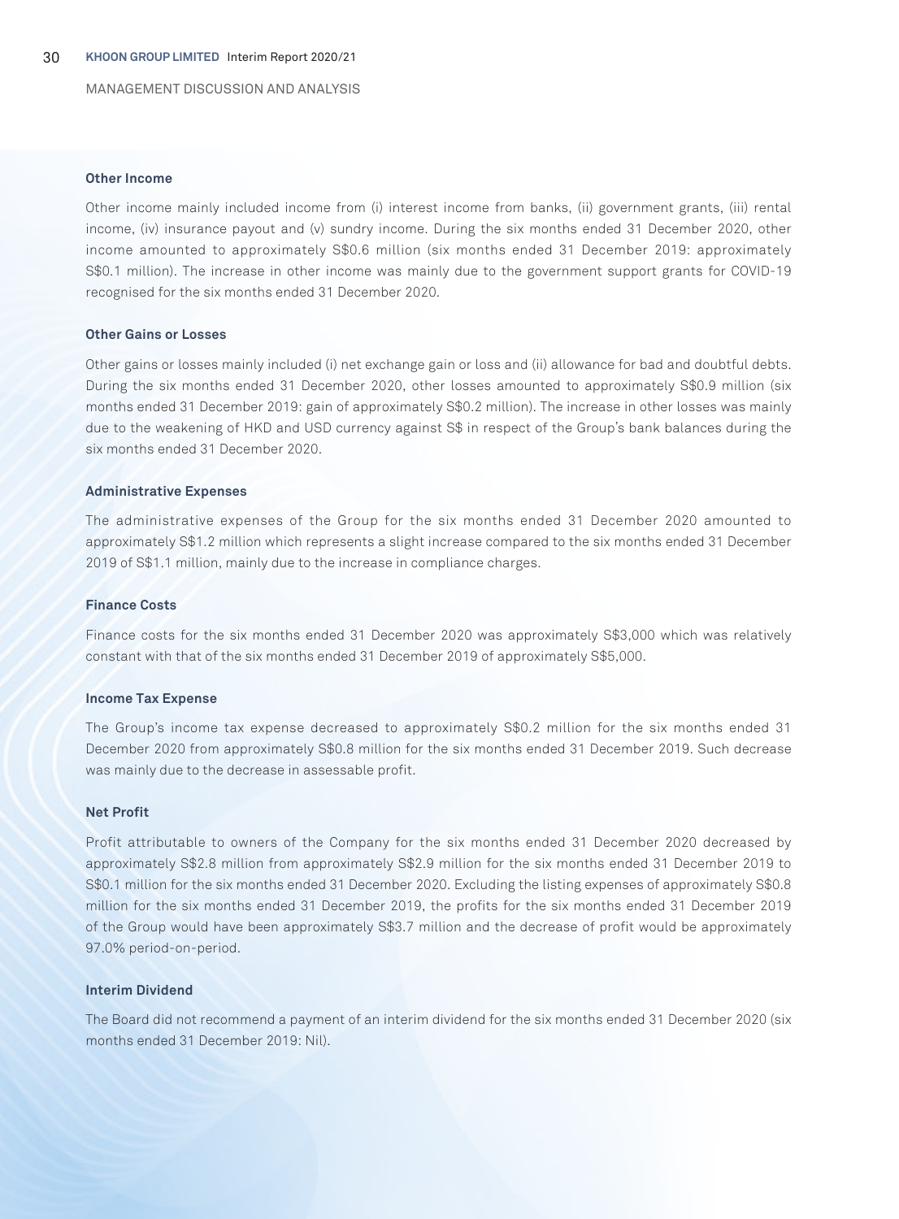### Other Income

Other income mainly included income from (i) interest income from banks, (ii) government grants, (iii) rental income, (iv) insurance payout and (v) sundry income. During the six months ended 31 December 2020, other income amounted to approximately S$0.6 million (six months ended 31 December 2019: approximately S$0.1 million). The increase in other income was mainly due to the government support grants for COVID-19 recognised for the six months ended 31 December 2020.

### Other Gains or Losses

Other gains or losses mainly included (i) net exchange gain or loss and (ii) allowance for bad and doubtful debts. During the six months ended 31 December 2020, other losses amounted to approximately S$0.9 million (six months ended 31 December 2019: gain of approximately S$0.2 million). The increase in other losses was mainly due to the weakening of HKD and USD currency against S$ in respect of the Group's bank balances during the six months ended 31 December 2020.

### Administrative Expenses

The administrative expenses of the Group for the six months ended 31 December 2020 amounted to approximately S$1.2 million which represents a slight increase compared to the six months ended 31 December 2019 of S$1.1 million, mainly due to the increase in compliance charges.

### Finance Costs

Finance costs for the six months ended 31 December 2020 was approximately S$3,000 which was relatively constant with that of the six months ended 31 December 2019 of approximately S$5,000.

### Income Tax Expense

The Group's income tax expense decreased to approximately S$0.2 million for the six months ended 31 December 2020 from approximately S$0.8 million for the six months ended 31 December 2019. Such decrease was mainly due to the decrease in assessable profit.

### Net Profit

Profit attributable to owners of the Company for the six months ended 31 December 2020 decreased by approximately S$2.8 million from approximately S$2.9 million for the six months ended 31 December 2019 to S$0.1 million for the six months ended 31 December 2020. Excluding the listing expenses of approximately S$0.8 million for the six months ended 31 December 2019, the profits for the six months ended 31 December 2019 of the Group would have been approximately S$3.7 million and the decrease of profit would be approximately 97.0% period-on-period.

### Interim Dividend

The Board did not recommend a payment of an interim dividend for the six months ended 31 December 2020 (six months ended 31 December 2019: Nil).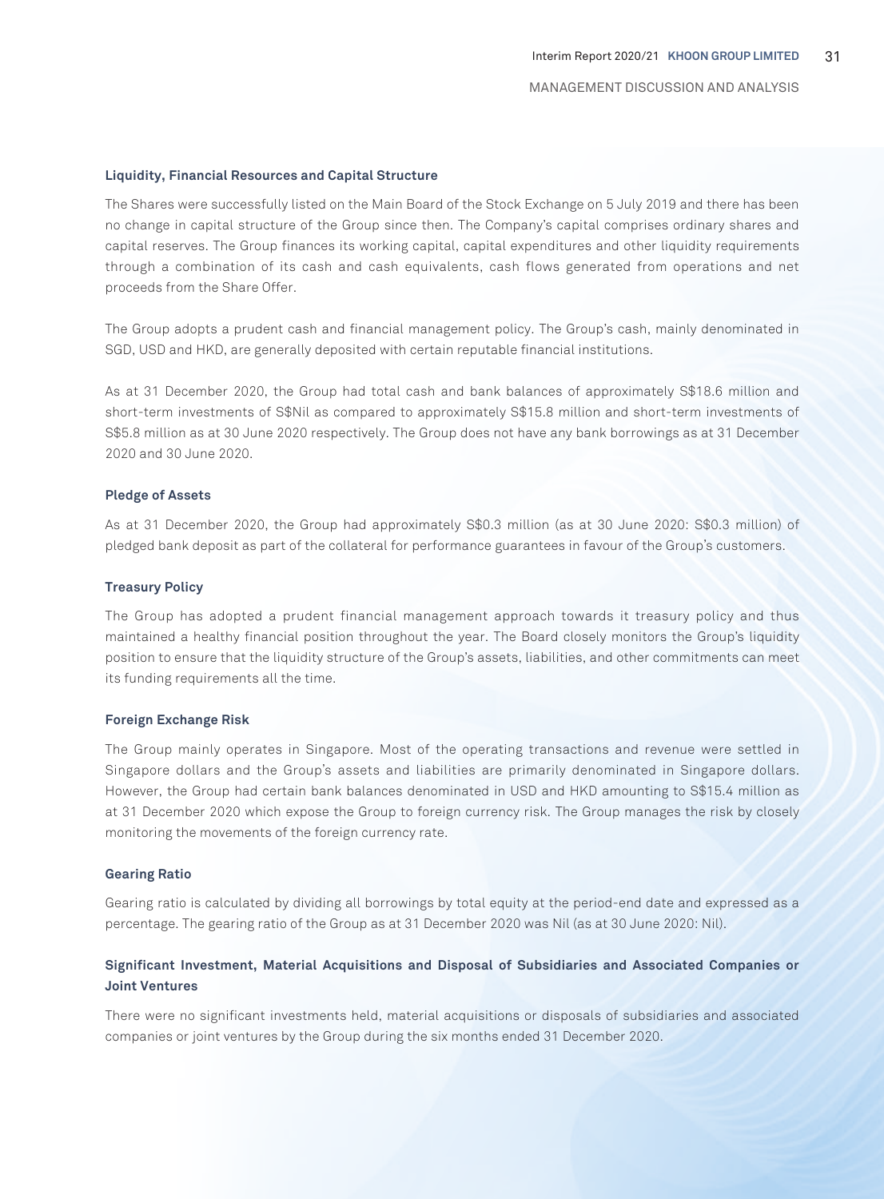### Liquidity, Financial Resources and Capital Structure

The Shares were successfully listed on the Main Board of the Stock Exchange on 5 July 2019 and there has been no change in capital structure of the Group since then. The Company's capital comprises ordinary shares and capital reserves. The Group finances its working capital, capital expenditures and other liquidity requirements through a combination of its cash and cash equivalents, cash flows generated from operations and net proceeds from the Share Offer.

The Group adopts a prudent cash and financial management policy. The Group's cash, mainly denominated in SGD, USD and HKD, are generally deposited with certain reputable financial institutions.

As at 31 December 2020, the Group had total cash and bank balances of approximately S$18.6 million and short-term investments of S$Nil as compared to approximately S$15.8 million and short-term investments of S$5.8 million as at 30 June 2020 respectively. The Group does not have any bank borrowings as at 31 December 2020 and 30 June 2020.

### Pledge of Assets

As at 31 December 2020, the Group had approximately S$0.3 million (as at 30 June 2020: S$0.3 million) of pledged bank deposit as part of the collateral for performance guarantees in favour of the Group's customers.

### Treasury Policy

The Group has adopted a prudent financial management approach towards it treasury policy and thus maintained a healthy financial position throughout the year. The Board closely monitors the Group's liquidity position to ensure that the liquidity structure of the Group's assets, liabilities, and other commitments can meet its funding requirements all the time.

### Foreign Exchange Risk

The Group mainly operates in Singapore. Most of the operating transactions and revenue were settled in Singapore dollars and the Group's assets and liabilities are primarily denominated in Singapore dollars. However, the Group had certain bank balances denominated in USD and HKD amounting to S$15.4 million as at 31 December 2020 which expose the Group to foreign currency risk. The Group manages the risk by closely monitoring the movements of the foreign currency rate.

### Gearing Ratio

Gearing ratio is calculated by dividing all borrowings by total equity at the period-end date and expressed as a percentage. The gearing ratio of the Group as at 31 December 2020 was Nil (as at 30 June 2020: Nil).

### Significant Investment, Material Acquisitions and Disposal of Subsidiaries and Associated Companies or Joint Ventures

There were no significant investments held, material acquisitions or disposals of subsidiaries and associated companies or joint ventures by the Group during the six months ended 31 December 2020.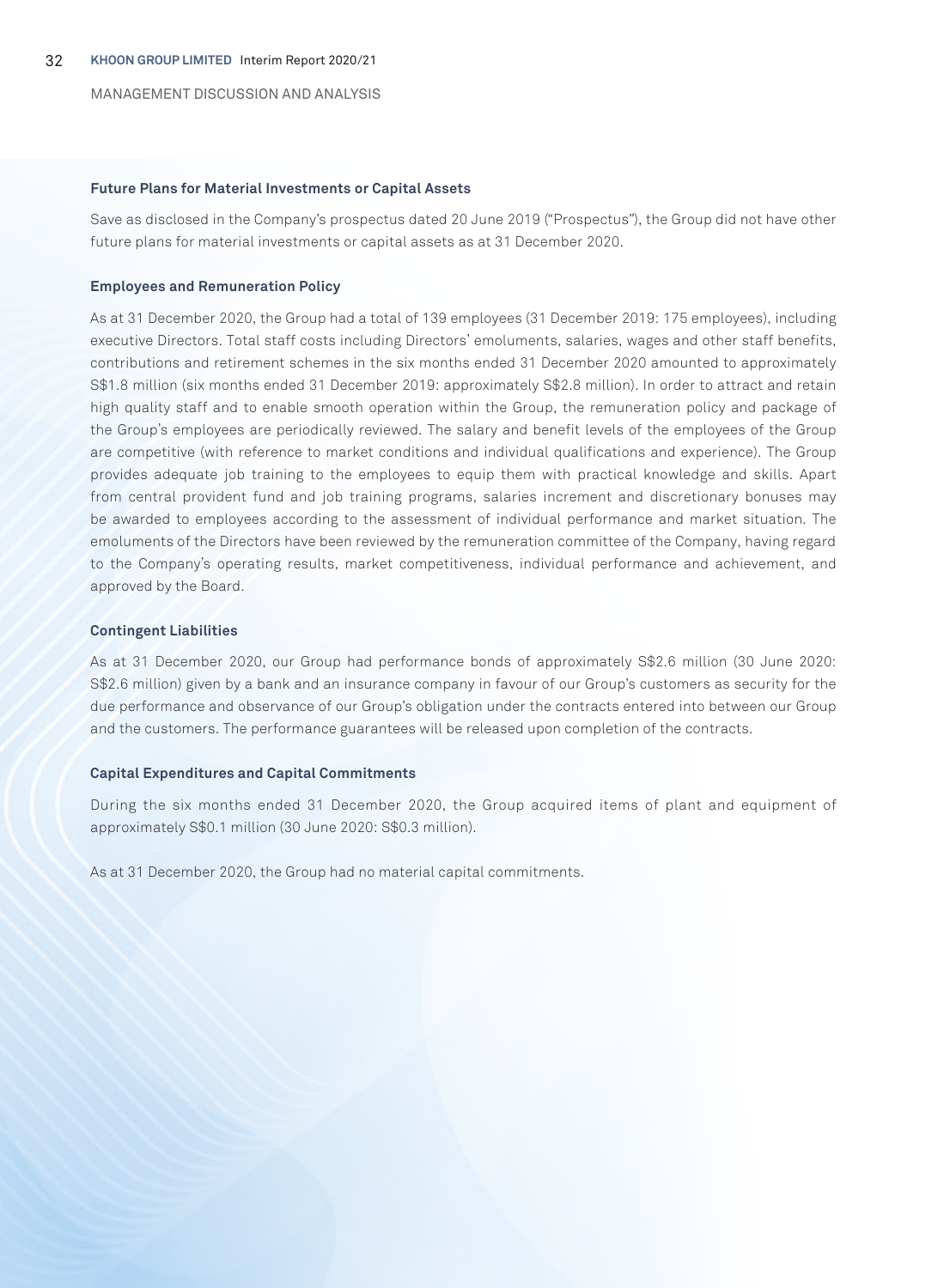### Future Plans for Material Investments or Capital Assets

Save as disclosed in the Company's prospectus dated 20 June 2019 ("Prospectus"), the Group did not have other future plans for material investments or capital assets as at 31 December 2020.

### Employees and Remuneration Policy

As at 31 December 2020, the Group had a total of 139 employees (31 December 2019: 175 employees), including executive Directors. Total staff costs including Directors' emoluments, salaries, wages and other staff benefits, contributions and retirement schemes in the six months ended 31 December 2020 amounted to approximately S$1.8 million (six months ended 31 December 2019: approximately S$2.8 million). In order to attract and retain high quality staff and to enable smooth operation within the Group, the remuneration policy and package of the Group's employees are periodically reviewed. The salary and benefit levels of the employees of the Group are competitive (with reference to market conditions and individual qualifications and experience). The Group provides adequate job training to the employees to equip them with practical knowledge and skills. Apart from central provident fund and job training programs, salaries increment and discretionary bonuses may be awarded to employees according to the assessment of individual performance and market situation. The emoluments of the Directors have been reviewed by the remuneration committee of the Company, having regard to the Company's operating results, market competitiveness, individual performance and achievement, and approved by the Board.

### Contingent Liabilities

As at 31 December 2020, our Group had performance bonds of approximately S$2.6 million (30 June 2020: S$2.6 million) given by a bank and an insurance company in favour of our Group's customers as security for the due performance and observance of our Group's obligation under the contracts entered into between our Group and the customers. The performance guarantees will be released upon completion of the contracts.

### Capital Expenditures and Capital Commitments

During the six months ended 31 December 2020, the Group acquired items of plant and equipment of approximately S$0.1 million (30 June 2020: S$0.3 million).

As at 31 December 2020, the Group had no material capital commitments.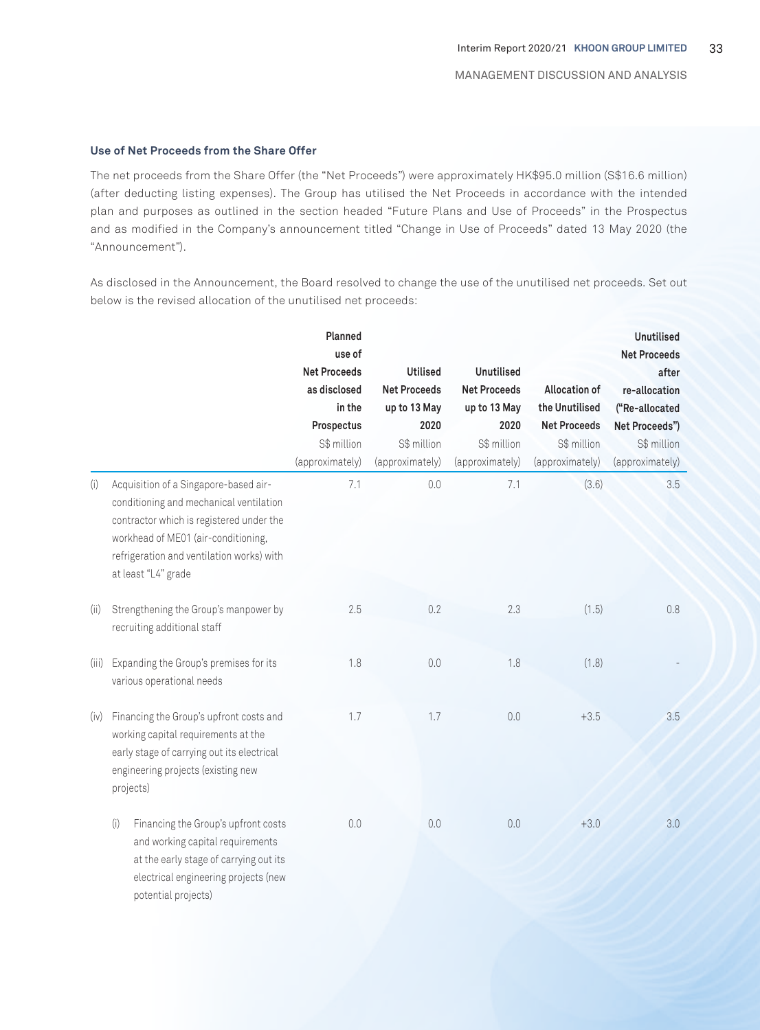### Use of Net Proceeds from the Share Offer

The net proceeds from the Share Offer (the "Net Proceeds") were approximately HK$95.0 million (S$16.6 million) (after deducting listing expenses). The Group has utilised the Net Proceeds in accordance with the intended plan and purposes as outlined in the section headed "Future Plans and Use of Proceeds" in the Prospectus and as modified in the Company's announcement titled "Change in Use of Proceeds" dated 13 May 2020 (the "Announcement").

As disclosed in the Announcement, the Board resolved to change the use of the unutilised net proceeds. Set out below is the revised allocation of the unutilised net proceeds:

| | | Planned use of Net Proceeds as disclosed in the Prospectus S$ million (approximately) | Utilised Net Proceeds up to 13 May 2020 S$ million (approximately) | Unutilised Net Proceeds up to 13 May 2020 S$ million (approximately) | Allocation of the Unutilised Net Proceeds S$ million (approximately) | Unutilised Net Proceeds after re-allocation ("Re-allocated Net Proceeds") S$ million (approximately) |
|---|---|---|---|---|---|---|
| (i) | Acquisition of a Singapore-based air-conditioning and mechanical ventilation contractor which is registered under the workhead of ME01 (air-conditioning, refrigeration and ventilation works) with at least "L4" grade | 7.1 | 0.0 | 7.1 | (3.6) | 3.5 |
| (ii) | Strengthening the Group's manpower by recruiting additional staff | 2.5 | 0.2 | 2.3 | (1.5) | 0.8 |
| (iii) | Expanding the Group's premises for its various operational needs | 1.8 | 0.0 | 1.8 | (1.8) | - |
| (iv) | Financing the Group's upfront costs and working capital requirements at the early stage of carrying out its electrical engineering projects (existing new projects) | 1.7 | 1.7 | 0.0 | +3.5 | 3.5 |
| | (i) Financing the Group's upfront costs and working capital requirements at the early stage of carrying out its electrical engineering projects (new potential projects) | 0.0 | 0.0 | 0.0 | +3.0 | 3.0 |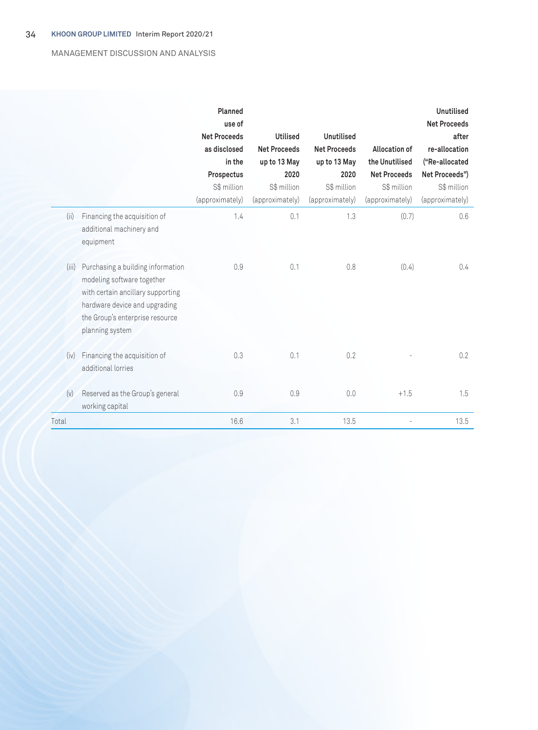MANAGEMENT DISCUSSION AND ANALYSIS

| | | Planned use of Net Proceeds as disclosed in the Prospectus S$ million (approximately) | Utilised Net Proceeds up to 13 May 2020 S$ million (approximately) | Unutilised Net Proceeds up to 13 May 2020 S$ million (approximately) | Allocation of the Unutilised Net Proceeds S$ million (approximately) | Unutilised Net Proceeds after re-allocation ("Re-allocated Net Proceeds") S$ million (approximately) |
|---|---|---|---|---|---|---|
| (ii) | Financing the acquisition of additional machinery and equipment | 1.4 | 0.1 | 1.3 | (0.7) | 0.6 |
| (iii) | Purchasing a building information modeling software together with certain ancillary supporting hardware device and upgrading the Group's enterprise resource planning system | 0.9 | 0.1 | 0.8 | (0.4) | 0.4 |
| (iv) | Financing the acquisition of additional lorries | 0.3 | 0.1 | 0.2 | - | 0.2 |
| (v) | Reserved as the Group's general working capital | 0.9 | 0.9 | 0.0 | +1.5 | 1.5 |
| Total | | 16.6 | 3.1 | 13.5 | - | 13.5 |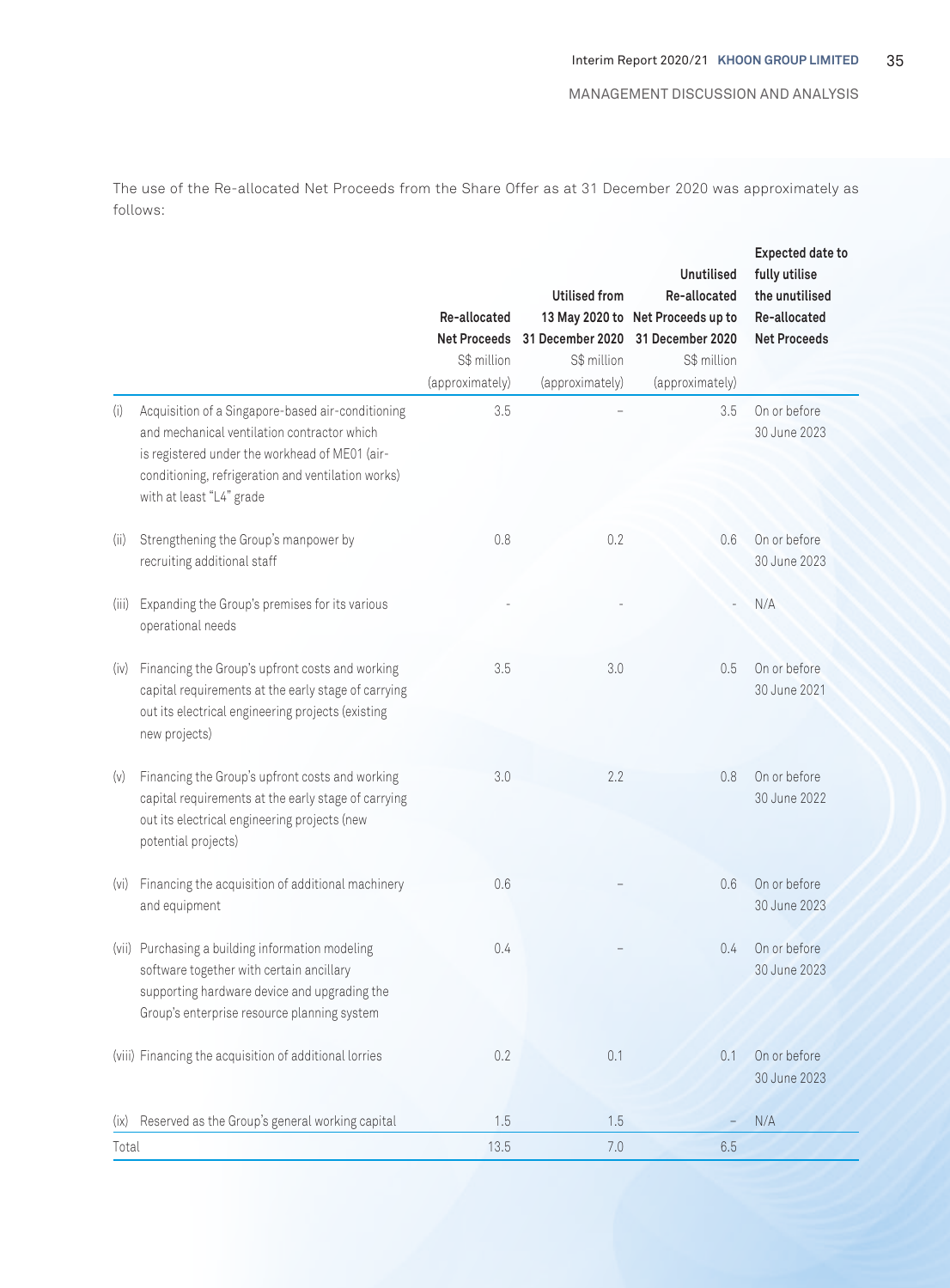The use of the Re-allocated Net Proceeds from the Share Offer as at 31 December 2020 was approximately as follows:

| | | Re-allocated Net Proceeds S$ million (approximately) | Utilised from 13 May 2020 to 31 December 2020 S$ million (approximately) | Unutilised Re-allocated Net Proceeds up to 31 December 2020 S$ million (approximately) | Expected date to fully utilise the unutilised Re-allocated Net Proceeds |
|---|---|---|---|---|---|
| (i) | Acquisition of a Singapore-based air-conditioning and mechanical ventilation contractor which is registered under the workhead of ME01 (air-conditioning, refrigeration and ventilation works) with at least "L4" grade | 3.5 | – | 3.5 | On or before 30 June 2023 |
| (ii) | Strengthening the Group's manpower by recruiting additional staff | 0.8 | 0.2 | 0.6 | On or before 30 June 2023 |
| (iii) | Expanding the Group's premises for its various operational needs | - | - | - | N/A |
| (iv) | Financing the Group's upfront costs and working capital requirements at the early stage of carrying out its electrical engineering projects (existing new projects) | 3.5 | 3.0 | 0.5 | On or before 30 June 2021 |
| (v) | Financing the Group's upfront costs and working capital requirements at the early stage of carrying out its electrical engineering projects (new potential projects) | 3.0 | 2.2 | 0.8 | On or before 30 June 2022 |
| (vi) | Financing the acquisition of additional machinery and equipment | 0.6 | – | 0.6 | On or before 30 June 2023 |
| (vii) | Purchasing a building information modeling software together with certain ancillary supporting hardware device and upgrading the Group's enterprise resource planning system | 0.4 | – | 0.4 | On or before 30 June 2023 |
| (viii) | Financing the acquisition of additional lorries | 0.2 | 0.1 | 0.1 | On or before 30 June 2023 |
| (ix) | Reserved as the Group's general working capital | 1.5 | 1.5 | – | N/A |
| Total | | 13.5 | 7.0 | 6.5 | |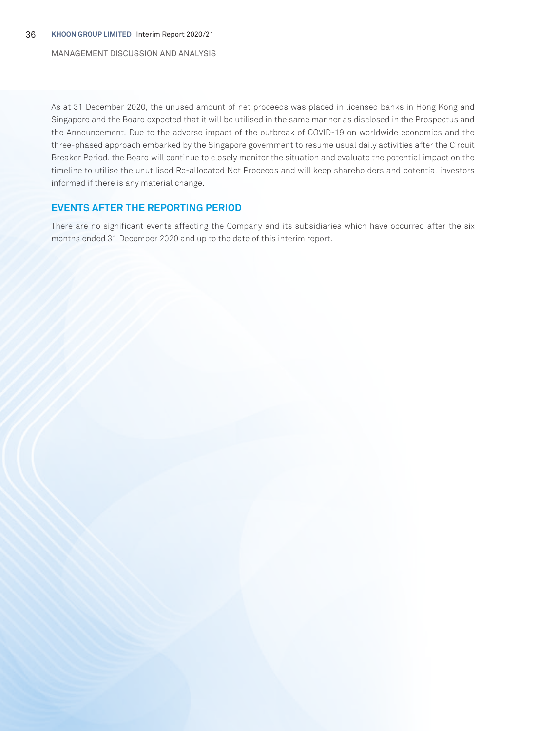As at 31 December 2020, the unused amount of net proceeds was placed in licensed banks in Hong Kong and Singapore and the Board expected that it will be utilised in the same manner as disclosed in the Prospectus and the Announcement. Due to the adverse impact of the outbreak of COVID-19 on worldwide economies and the three-phased approach embarked by the Singapore government to resume usual daily activities after the Circuit Breaker Period, the Board will continue to closely monitor the situation and evaluate the potential impact on the timeline to utilise the unutilised Re-allocated Net Proceeds and will keep shareholders and potential investors informed if there is any material change.

## EVENTS AFTER THE REPORTING PERIOD

There are no significant events affecting the Company and its subsidiaries which have occurred after the six months ended 31 December 2020 and up to the date of this interim report.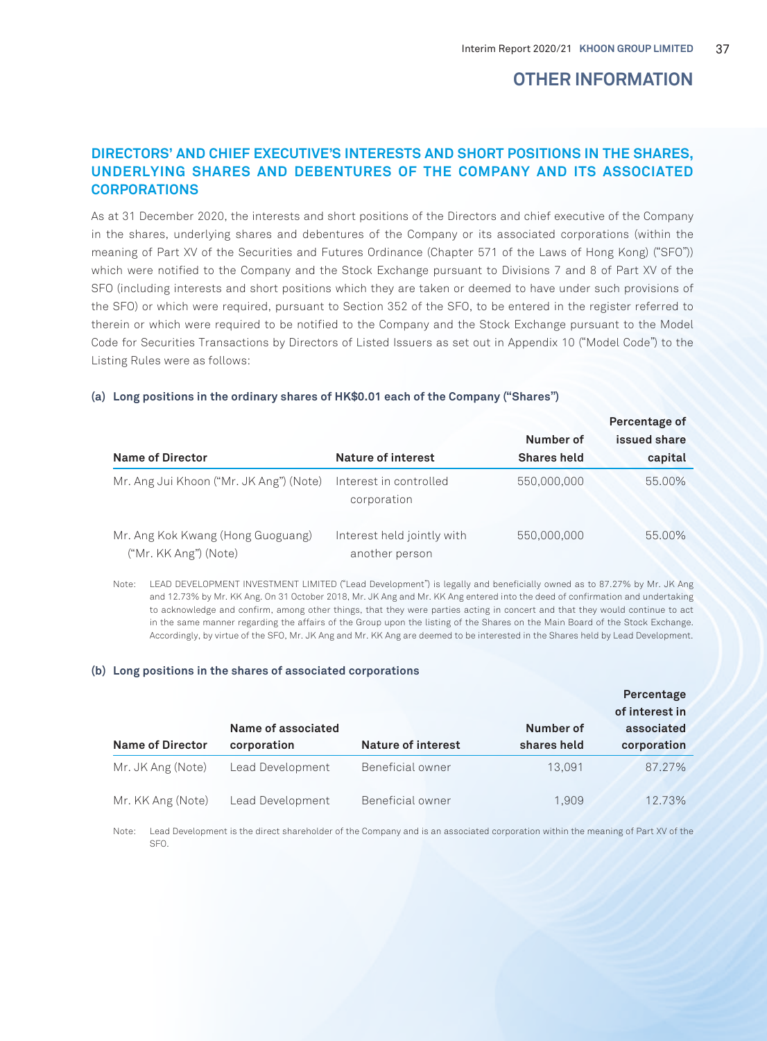# OTHER INFORMATION

## DIRECTORS' AND CHIEF EXECUTIVE'S INTERESTS AND SHORT POSITIONS IN THE SHARES, UNDERLYING SHARES AND DEBENTURES OF THE COMPANY AND ITS ASSOCIATED CORPORATIONS

As at 31 December 2020, the interests and short positions of the Directors and chief executive of the Company in the shares, underlying shares and debentures of the Company or its associated corporations (within the meaning of Part XV of the Securities and Futures Ordinance (Chapter 571 of the Laws of Hong Kong) ("SFO")) which were notified to the Company and the Stock Exchange pursuant to Divisions 7 and 8 of Part XV of the SFO (including interests and short positions which they are taken or deemed to have under such provisions of the SFO) or which were required, pursuant to Section 352 of the SFO, to be entered in the register referred to therein or which were required to be notified to the Company and the Stock Exchange pursuant to the Model Code for Securities Transactions by Directors of Listed Issuers as set out in Appendix 10 ("Model Code") to the Listing Rules were as follows:

### (a) Long positions in the ordinary shares of HK$0.01 each of the Company ("Shares")

| Name of Director | Nature of interest | Number of Shares held | Percentage of issued share capital |
|---|---|---|---|
| Mr. Ang Jui Khoon ("Mr. JK Ang") (Note) | Interest in controlled corporation | 550,000,000 | 55.00% |
| Mr. Ang Kok Kwang (Hong Guoguang) ("Mr. KK Ang") (Note) | Interest held jointly with another person | 550,000,000 | 55.00% |

Note: LEAD DEVELOPMENT INVESTMENT LIMITED ("Lead Development") is legally and beneficially owned as to 87.27% by Mr. JK Ang and 12.73% by Mr. KK Ang. On 31 October 2018, Mr. JK Ang and Mr. KK Ang entered into the deed of confirmation and undertaking to acknowledge and confirm, among other things, that they were parties acting in concert and that they would continue to act in the same manner regarding the affairs of the Group upon the listing of the Shares on the Main Board of the Stock Exchange. Accordingly, by virtue of the SFO, Mr. JK Ang and Mr. KK Ang are deemed to be interested in the Shares held by Lead Development.

### (b) Long positions in the shares of associated corporations

| Name of Director | Name of associated corporation | Nature of interest | Number of shares held | Percentage of interest in associated corporation |
|---|---|---|---|---|
| Mr. JK Ang (Note) | Lead Development | Beneficial owner | 13,091 | 87.27% |
| Mr. KK Ang (Note) | Lead Development | Beneficial owner | 1,909 | 12.73% |

Note: Lead Development is the direct shareholder of the Company and is an associated corporation within the meaning of Part XV of the SFO.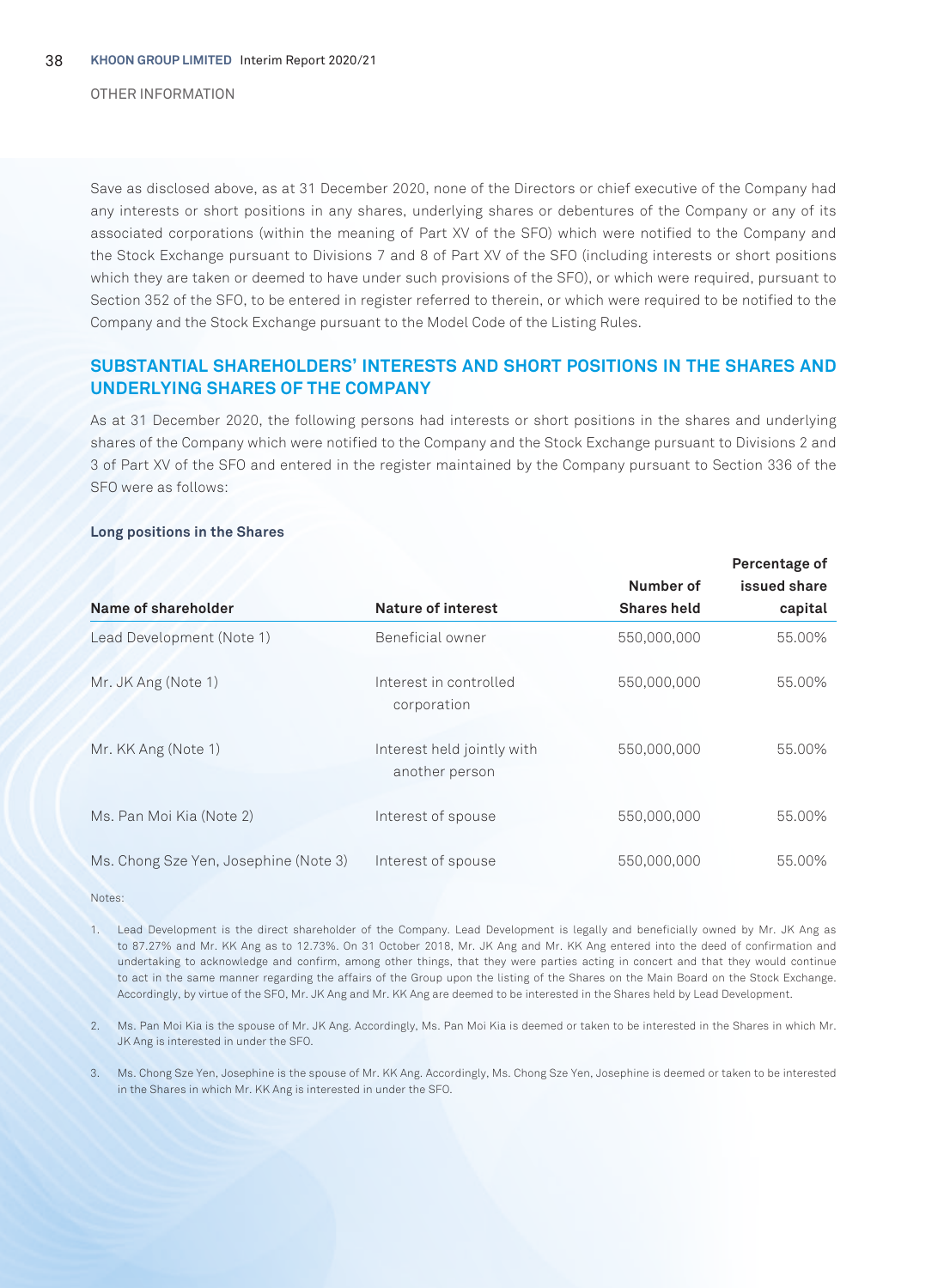OTHER INFORMATION

Save as disclosed above, as at 31 December 2020, none of the Directors or chief executive of the Company had any interests or short positions in any shares, underlying shares or debentures of the Company or any of its associated corporations (within the meaning of Part XV of the SFO) which were notified to the Company and the Stock Exchange pursuant to Divisions 7 and 8 of Part XV of the SFO (including interests or short positions which they are taken or deemed to have under such provisions of the SFO), or which were required, pursuant to Section 352 of the SFO, to be entered in register referred to therein, or which were required to be notified to the Company and the Stock Exchange pursuant to the Model Code of the Listing Rules.

## SUBSTANTIAL SHAREHOLDERS' INTERESTS AND SHORT POSITIONS IN THE SHARES AND UNDERLYING SHARES OF THE COMPANY

As at 31 December 2020, the following persons had interests or short positions in the shares and underlying shares of the Company which were notified to the Company and the Stock Exchange pursuant to Divisions 2 and 3 of Part XV of the SFO and entered in the register maintained by the Company pursuant to Section 336 of the SFO were as follows:

**Long positions in the Shares**

| Name of shareholder | Nature of interest | Number of Shares held | Percentage of issued share capital |
|---|---|---|---|
| Lead Development (Note 1) | Beneficial owner | 550,000,000 | 55.00% |
| Mr. JK Ang (Note 1) | Interest in controlled corporation | 550,000,000 | 55.00% |
| Mr. KK Ang (Note 1) | Interest held jointly with another person | 550,000,000 | 55.00% |
| Ms. Pan Moi Kia (Note 2) | Interest of spouse | 550,000,000 | 55.00% |
| Ms. Chong Sze Yen, Josephine (Note 3) | Interest of spouse | 550,000,000 | 55.00% |

Notes:

1. Lead Development is the direct shareholder of the Company. Lead Development is legally and beneficially owned by Mr. JK Ang as to 87.27% and Mr. KK Ang as to 12.73%. On 31 October 2018, Mr. JK Ang and Mr. KK Ang entered into the deed of confirmation and undertaking to acknowledge and confirm, among other things, that they were parties acting in concert and that they would continue to act in the same manner regarding the affairs of the Group upon the listing of the Shares on the Main Board on the Stock Exchange. Accordingly, by virtue of the SFO, Mr. JK Ang and Mr. KK Ang are deemed to be interested in the Shares held by Lead Development.

2. Ms. Pan Moi Kia is the spouse of Mr. JK Ang. Accordingly, Ms. Pan Moi Kia is deemed or taken to be interested in the Shares in which Mr. JK Ang is interested in under the SFO.

3. Ms. Chong Sze Yen, Josephine is the spouse of Mr. KK Ang. Accordingly, Ms. Chong Sze Yen, Josephine is deemed or taken to be interested in the Shares in which Mr. KK Ang is interested in under the SFO.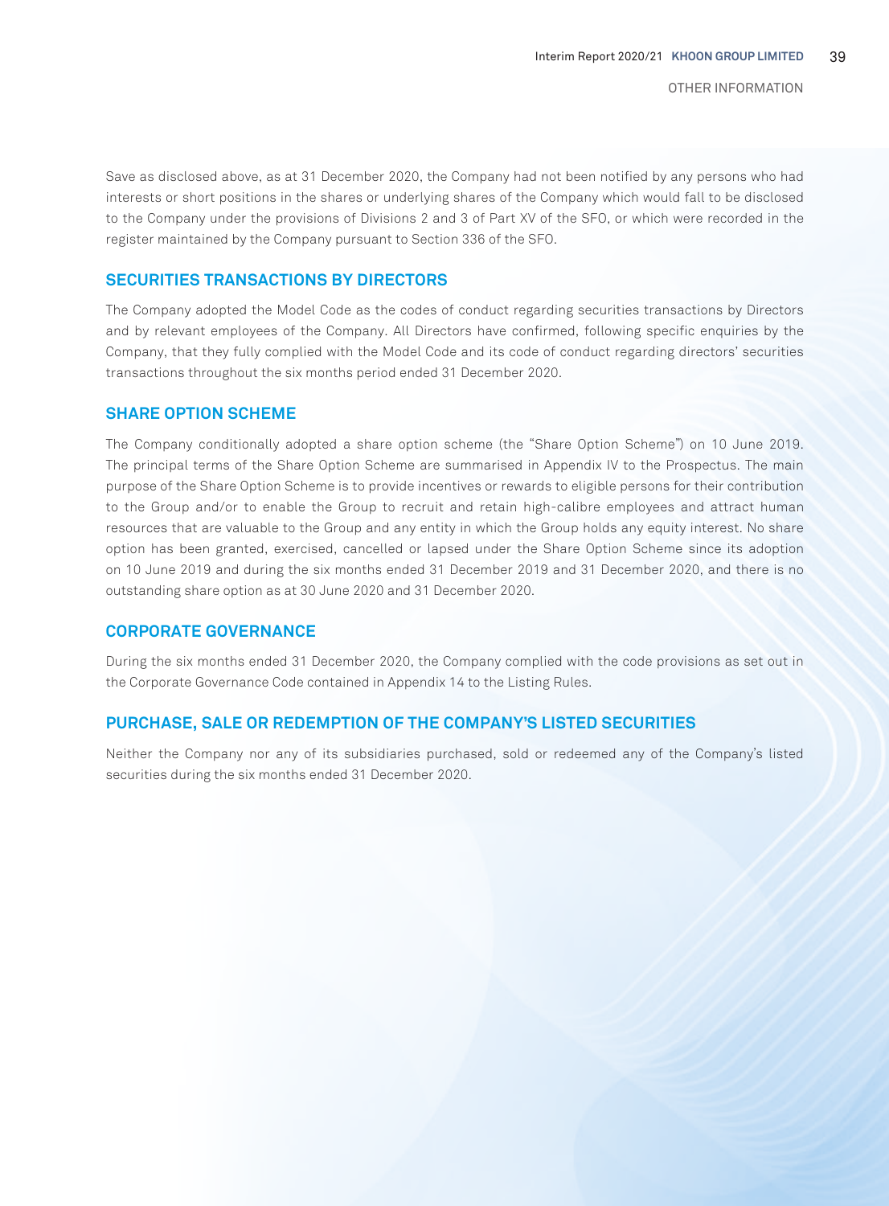Save as disclosed above, as at 31 December 2020, the Company had not been notified by any persons who had interests or short positions in the shares or underlying shares of the Company which would fall to be disclosed to the Company under the provisions of Divisions 2 and 3 of Part XV of the SFO, or which were recorded in the register maintained by the Company pursuant to Section 336 of the SFO.

## SECURITIES TRANSACTIONS BY DIRECTORS

The Company adopted the Model Code as the codes of conduct regarding securities transactions by Directors and by relevant employees of the Company. All Directors have confirmed, following specific enquiries by the Company, that they fully complied with the Model Code and its code of conduct regarding directors' securities transactions throughout the six months period ended 31 December 2020.

## SHARE OPTION SCHEME

The Company conditionally adopted a share option scheme (the "Share Option Scheme") on 10 June 2019. The principal terms of the Share Option Scheme are summarised in Appendix IV to the Prospectus. The main purpose of the Share Option Scheme is to provide incentives or rewards to eligible persons for their contribution to the Group and/or to enable the Group to recruit and retain high-calibre employees and attract human resources that are valuable to the Group and any entity in which the Group holds any equity interest. No share option has been granted, exercised, cancelled or lapsed under the Share Option Scheme since its adoption on 10 June 2019 and during the six months ended 31 December 2019 and 31 December 2020, and there is no outstanding share option as at 30 June 2020 and 31 December 2020.

## CORPORATE GOVERNANCE

During the six months ended 31 December 2020, the Company complied with the code provisions as set out in the Corporate Governance Code contained in Appendix 14 to the Listing Rules.

## PURCHASE, SALE OR REDEMPTION OF THE COMPANY'S LISTED SECURITIES

Neither the Company nor any of its subsidiaries purchased, sold or redeemed any of the Company's listed securities during the six months ended 31 December 2020.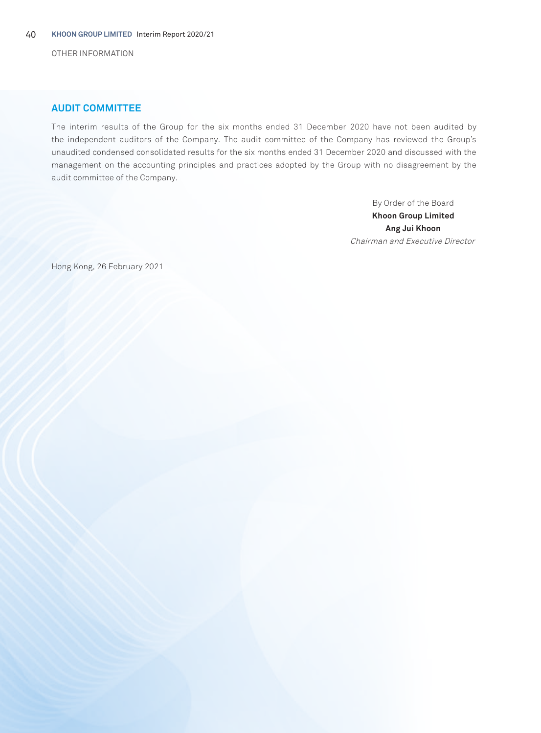OTHER INFORMATION

## AUDIT COMMITTEE

The interim results of the Group for the six months ended 31 December 2020 have not been audited by the independent auditors of the Company. The audit committee of the Company has reviewed the Group's unaudited condensed consolidated results for the six months ended 31 December 2020 and discussed with the management on the accounting principles and practices adopted by the Group with no disagreement by the audit committee of the Company.

By Order of the Board
**Khoon Group Limited**
**Ang Jui Khoon**
*Chairman and Executive Director*

Hong Kong, 26 February 2021